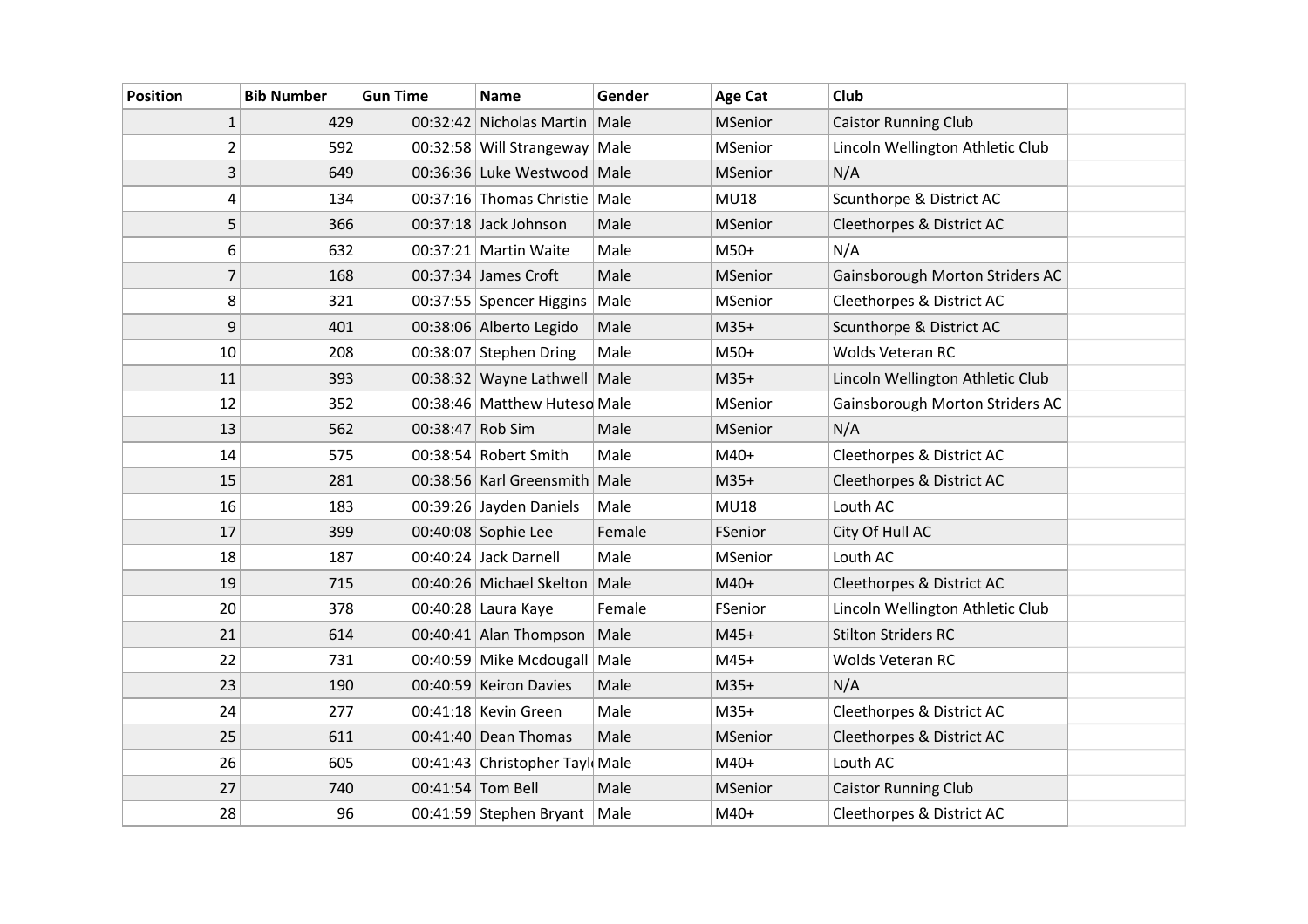| Position | Bib Number | Gun Time | Name | Gender | Age Cat | Club |
|---|---|---|---|---|---|---|
| 1 | 429 | 00:32:42 | Nicholas Martin | Male | MSenior | Caistor Running Club |
| 2 | 592 | 00:32:58 | Will Strangeway | Male | MSenior | Lincoln Wellington Athletic Club |
| 3 | 649 | 00:36:36 | Luke Westwood | Male | MSenior | N/A |
| 4 | 134 | 00:37:16 | Thomas Christie | Male | MU18 | Scunthorpe & District AC |
| 5 | 366 | 00:37:18 | Jack Johnson | Male | MSenior | Cleethorpes & District AC |
| 6 | 632 | 00:37:21 | Martin Waite | Male | M50+ | N/A |
| 7 | 168 | 00:37:34 | James Croft | Male | MSenior | Gainsborough Morton Striders AC |
| 8 | 321 | 00:37:55 | Spencer Higgins | Male | MSenior | Cleethorpes & District AC |
| 9 | 401 | 00:38:06 | Alberto Legido | Male | M35+ | Scunthorpe & District AC |
| 10 | 208 | 00:38:07 | Stephen Dring | Male | M50+ | Wolds Veteran RC |
| 11 | 393 | 00:38:32 | Wayne Lathwell | Male | M35+ | Lincoln Wellington Athletic Club |
| 12 | 352 | 00:38:46 | Matthew Huteso | Male | MSenior | Gainsborough Morton Striders AC |
| 13 | 562 | 00:38:47 | Rob Sim | Male | MSenior | N/A |
| 14 | 575 | 00:38:54 | Robert Smith | Male | M40+ | Cleethorpes & District AC |
| 15 | 281 | 00:38:56 | Karl Greensmith | Male | M35+ | Cleethorpes & District AC |
| 16 | 183 | 00:39:26 | Jayden Daniels | Male | MU18 | Louth AC |
| 17 | 399 | 00:40:08 | Sophie Lee | Female | FSenior | City Of Hull AC |
| 18 | 187 | 00:40:24 | Jack Darnell | Male | MSenior | Louth AC |
| 19 | 715 | 00:40:26 | Michael Skelton | Male | M40+ | Cleethorpes & District AC |
| 20 | 378 | 00:40:28 | Laura Kaye | Female | FSenior | Lincoln Wellington Athletic Club |
| 21 | 614 | 00:40:41 | Alan Thompson | Male | M45+ | Stilton Striders RC |
| 22 | 731 | 00:40:59 | Mike Mcdougall | Male | M45+ | Wolds Veteran RC |
| 23 | 190 | 00:40:59 | Keiron Davies | Male | M35+ | N/A |
| 24 | 277 | 00:41:18 | Kevin Green | Male | M35+ | Cleethorpes & District AC |
| 25 | 611 | 00:41:40 | Dean Thomas | Male | MSenior | Cleethorpes & District AC |
| 26 | 605 | 00:41:43 | Christopher Tayl | Male | M40+ | Louth AC |
| 27 | 740 | 00:41:54 | Tom Bell | Male | MSenior | Caistor Running Club |
| 28 | 96 | 00:41:59 | Stephen Bryant | Male | M40+ | Cleethorpes & District AC |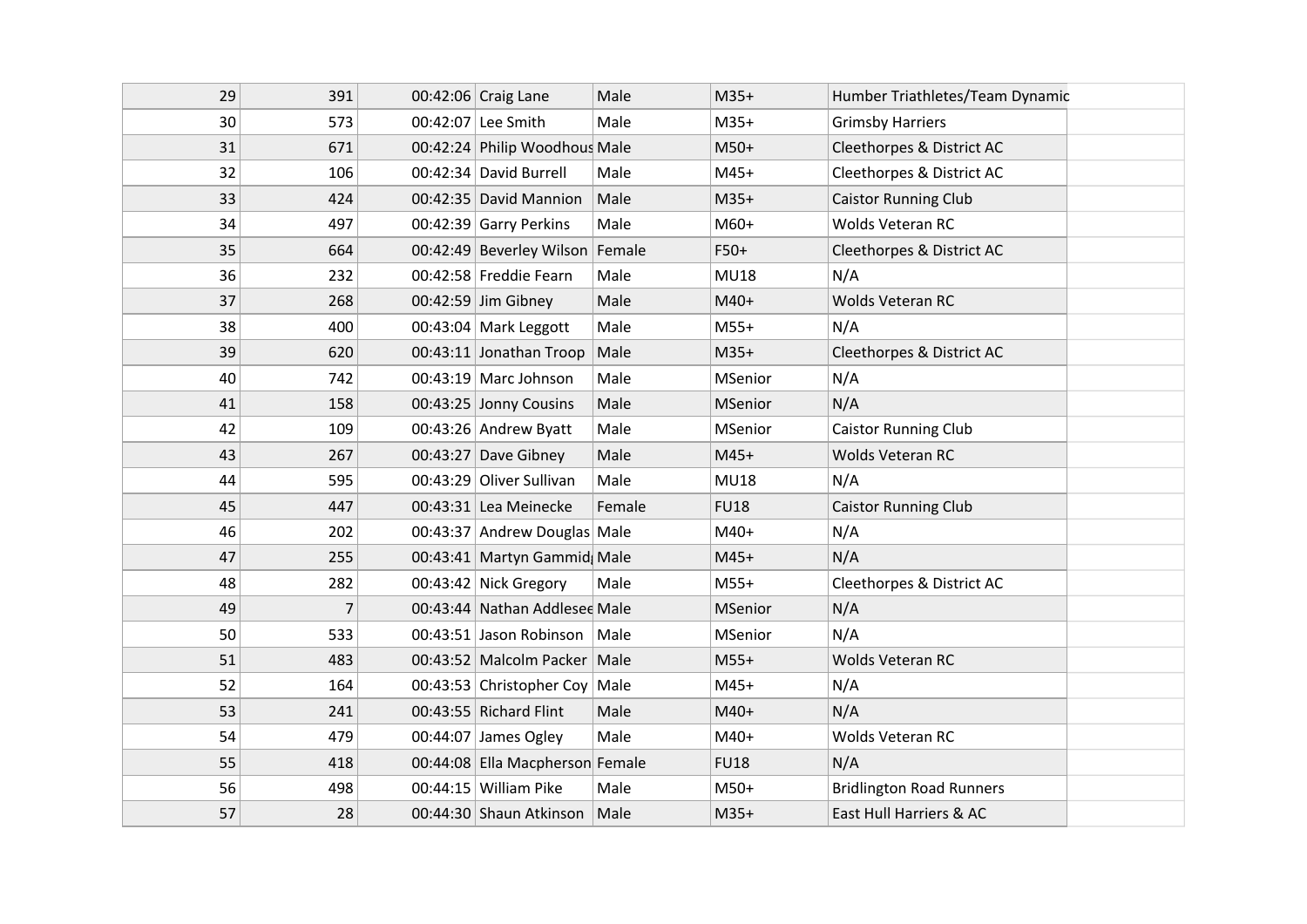| | | | | | | |
|---|---|---|---|---|---|---|
| 29 | 391 | 00:42:06 | Craig Lane | Male | M35+ | Humber Triathletes/Team Dynamic |
| 30 | 573 | 00:42:07 | Lee Smith | Male | M35+ | Grimsby Harriers |
| 31 | 671 | 00:42:24 | Philip Woodhous | Male | M50+ | Cleethorpes & District AC |
| 32 | 106 | 00:42:34 | David Burrell | Male | M45+ | Cleethorpes & District AC |
| 33 | 424 | 00:42:35 | David Mannion | Male | M35+ | Caistor Running Club |
| 34 | 497 | 00:42:39 | Garry Perkins | Male | M60+ | Wolds Veteran RC |
| 35 | 664 | 00:42:49 | Beverley Wilson | Female | F50+ | Cleethorpes & District AC |
| 36 | 232 | 00:42:58 | Freddie Fearn | Male | MU18 | N/A |
| 37 | 268 | 00:42:59 | Jim Gibney | Male | M40+ | Wolds Veteran RC |
| 38 | 400 | 00:43:04 | Mark Leggott | Male | M55+ | N/A |
| 39 | 620 | 00:43:11 | Jonathan Troop | Male | M35+ | Cleethorpes & District AC |
| 40 | 742 | 00:43:19 | Marc Johnson | Male | MSenior | N/A |
| 41 | 158 | 00:43:25 | Jonny Cousins | Male | MSenior | N/A |
| 42 | 109 | 00:43:26 | Andrew Byatt | Male | MSenior | Caistor Running Club |
| 43 | 267 | 00:43:27 | Dave Gibney | Male | M45+ | Wolds Veteran RC |
| 44 | 595 | 00:43:29 | Oliver Sullivan | Male | MU18 | N/A |
| 45 | 447 | 00:43:31 | Lea Meinecke | Female | FU18 | Caistor Running Club |
| 46 | 202 | 00:43:37 | Andrew Douglas | Male | M40+ | N/A |
| 47 | 255 | 00:43:41 | Martyn Gammid | Male | M45+ | N/A |
| 48 | 282 | 00:43:42 | Nick Gregory | Male | M55+ | Cleethorpes & District AC |
| 49 | 7 | 00:43:44 | Nathan Addlesee | Male | MSenior | N/A |
| 50 | 533 | 00:43:51 | Jason Robinson | Male | MSenior | N/A |
| 51 | 483 | 00:43:52 | Malcolm Packer | Male | M55+ | Wolds Veteran RC |
| 52 | 164 | 00:43:53 | Christopher Coy | Male | M45+ | N/A |
| 53 | 241 | 00:43:55 | Richard Flint | Male | M40+ | N/A |
| 54 | 479 | 00:44:07 | James Ogley | Male | M40+ | Wolds Veteran RC |
| 55 | 418 | 00:44:08 | Ella Macpherson | Female | FU18 | N/A |
| 56 | 498 | 00:44:15 | William Pike | Male | M50+ | Bridlington Road Runners |
| 57 | 28 | 00:44:30 | Shaun Atkinson | Male | M35+ | East Hull Harriers & AC |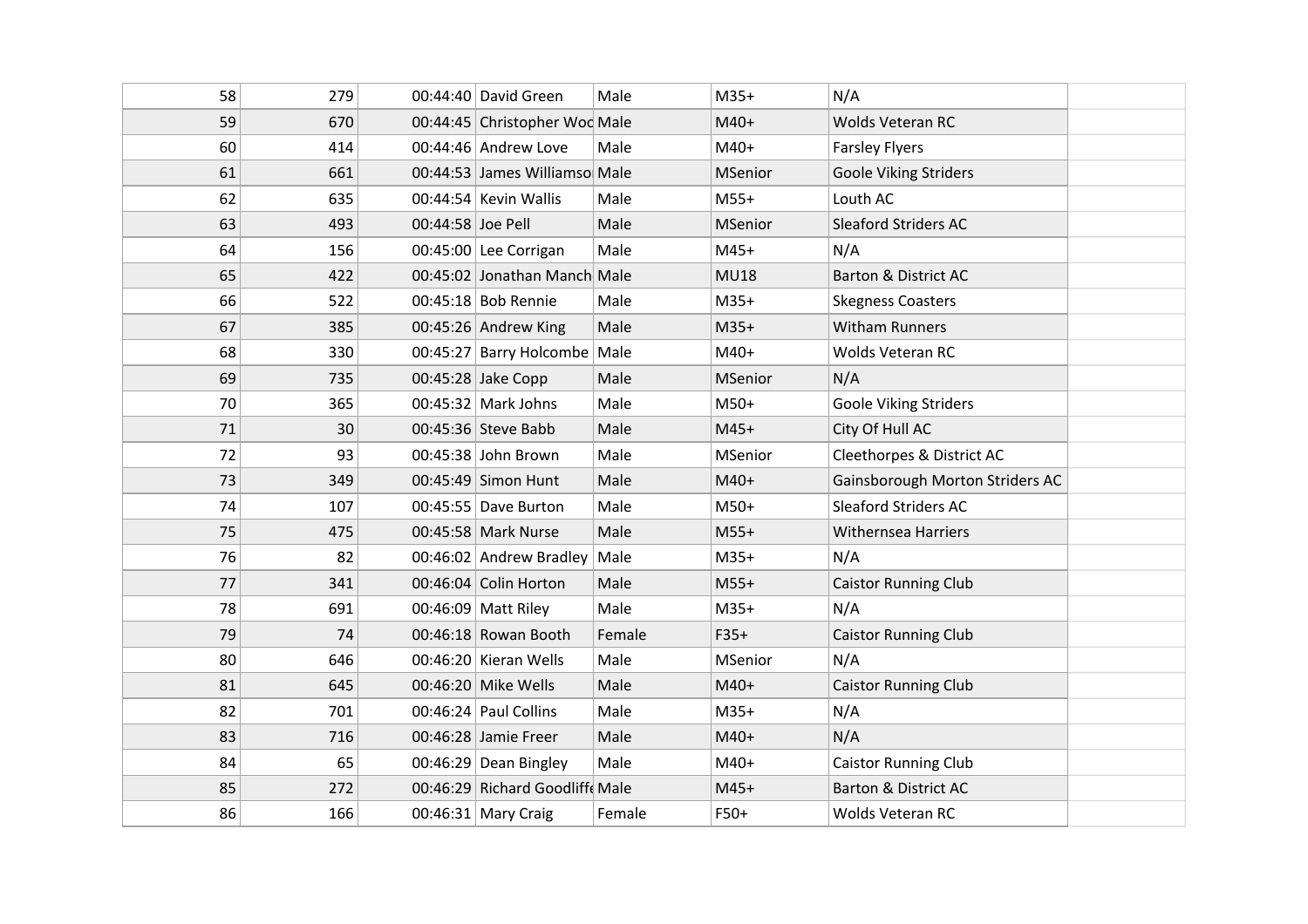| | | | | | | | |
|---|---|---|---|---|---|---|---|
| 58 | 279 | 00:44:40 | David Green | Male | M35+ | N/A | |
| 59 | 670 | 00:44:45 | Christopher Woo | Male | M40+ | Wolds Veteran RC | |
| 60 | 414 | 00:44:46 | Andrew Love | Male | M40+ | Farsley Flyers | |
| 61 | 661 | 00:44:53 | James Williamso | Male | MSenior | Goole Viking Striders | |
| 62 | 635 | 00:44:54 | Kevin Wallis | Male | M55+ | Louth AC | |
| 63 | 493 | 00:44:58 | Joe Pell | Male | MSenior | Sleaford Striders AC | |
| 64 | 156 | 00:45:00 | Lee Corrigan | Male | M45+ | N/A | |
| 65 | 422 | 00:45:02 | Jonathan Manch | Male | MU18 | Barton & District AC | |
| 66 | 522 | 00:45:18 | Bob Rennie | Male | M35+ | Skegness Coasters | |
| 67 | 385 | 00:45:26 | Andrew King | Male | M35+ | Witham Runners | |
| 68 | 330 | 00:45:27 | Barry Holcombe | Male | M40+ | Wolds Veteran RC | |
| 69 | 735 | 00:45:28 | Jake Copp | Male | MSenior | N/A | |
| 70 | 365 | 00:45:32 | Mark Johns | Male | M50+ | Goole Viking Striders | |
| 71 | 30 | 00:45:36 | Steve Babb | Male | M45+ | City Of Hull AC | |
| 72 | 93 | 00:45:38 | John Brown | Male | MSenior | Cleethorpes & District AC | |
| 73 | 349 | 00:45:49 | Simon Hunt | Male | M40+ | Gainsborough Morton Striders AC | |
| 74 | 107 | 00:45:55 | Dave Burton | Male | M50+ | Sleaford Striders AC | |
| 75 | 475 | 00:45:58 | Mark Nurse | Male | M55+ | Withernsea Harriers | |
| 76 | 82 | 00:46:02 | Andrew Bradley | Male | M35+ | N/A | |
| 77 | 341 | 00:46:04 | Colin Horton | Male | M55+ | Caistor Running Club | |
| 78 | 691 | 00:46:09 | Matt Riley | Male | M35+ | N/A | |
| 79 | 74 | 00:46:18 | Rowan Booth | Female | F35+ | Caistor Running Club | |
| 80 | 646 | 00:46:20 | Kieran Wells | Male | MSenior | N/A | |
| 81 | 645 | 00:46:20 | Mike Wells | Male | M40+ | Caistor Running Club | |
| 82 | 701 | 00:46:24 | Paul Collins | Male | M35+ | N/A | |
| 83 | 716 | 00:46:28 | Jamie Freer | Male | M40+ | N/A | |
| 84 | 65 | 00:46:29 | Dean Bingley | Male | M40+ | Caistor Running Club | |
| 85 | 272 | 00:46:29 | Richard Goodliffe | Male | M45+ | Barton & District AC | |
| 86 | 166 | 00:46:31 | Mary Craig | Female | F50+ | Wolds Veteran RC | |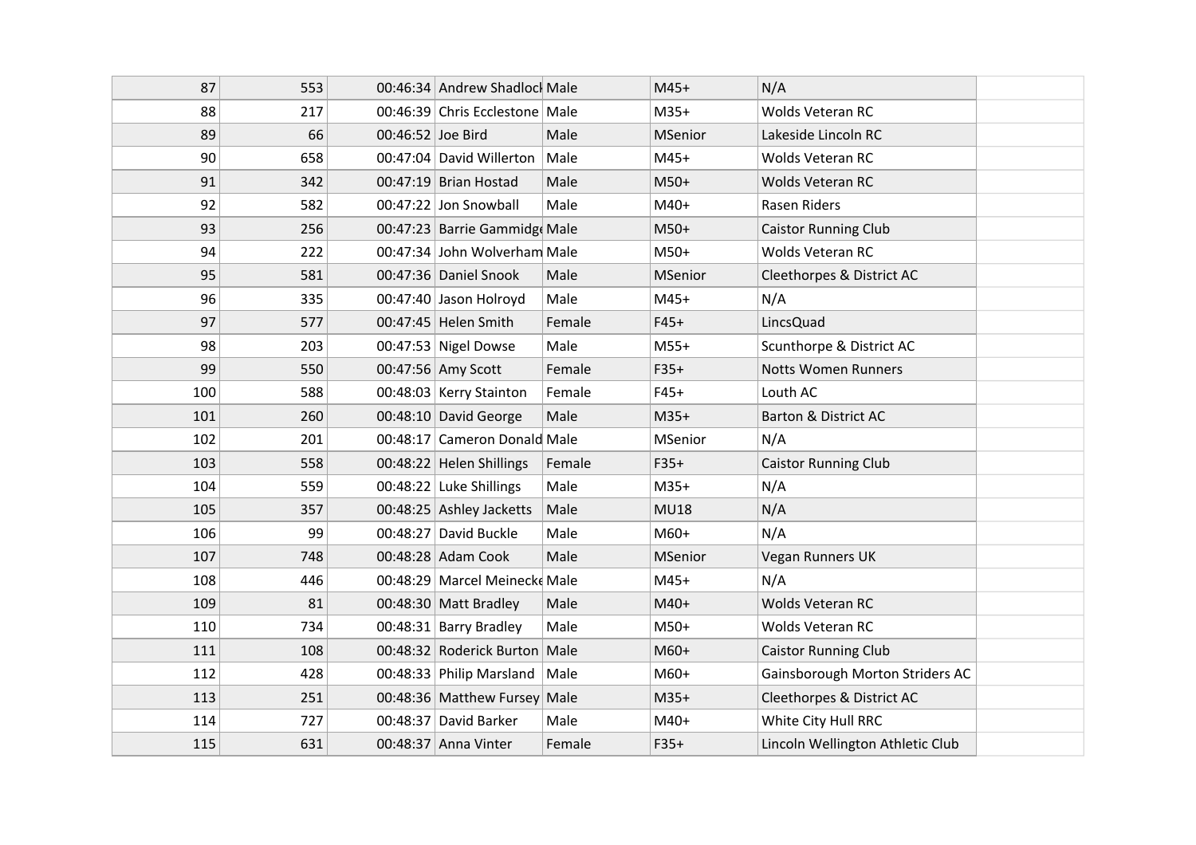| 87 | 553 | 00:46:34 | Andrew Shadlock | Male | M45+ | N/A |
|---|---|---|---|---|---|---|
| 88 | 217 | 00:46:39 | Chris Ecclestone | Male | M35+ | Wolds Veteran RC |
| 89 | 66 | 00:46:52 | Joe Bird | Male | MSenior | Lakeside Lincoln RC |
| 90 | 658 | 00:47:04 | David Willerton | Male | M45+ | Wolds Veteran RC |
| 91 | 342 | 00:47:19 | Brian Hostad | Male | M50+ | Wolds Veteran RC |
| 92 | 582 | 00:47:22 | Jon Snowball | Male | M40+ | Rasen Riders |
| 93 | 256 | 00:47:23 | Barrie Gammidge | Male | M50+ | Caistor Running Club |
| 94 | 222 | 00:47:34 | John Wolverham | Male | M50+ | Wolds Veteran RC |
| 95 | 581 | 00:47:36 | Daniel Snook | Male | MSenior | Cleethorpes & District AC |
| 96 | 335 | 00:47:40 | Jason Holroyd | Male | M45+ | N/A |
| 97 | 577 | 00:47:45 | Helen Smith | Female | F45+ | LincsQuad |
| 98 | 203 | 00:47:53 | Nigel Dowse | Male | M55+ | Scunthorpe & District AC |
| 99 | 550 | 00:47:56 | Amy Scott | Female | F35+ | Notts Women Runners |
| 100 | 588 | 00:48:03 | Kerry Stainton | Female | F45+ | Louth AC |
| 101 | 260 | 00:48:10 | David George | Male | M35+ | Barton & District AC |
| 102 | 201 | 00:48:17 | Cameron Donald | Male | MSenior | N/A |
| 103 | 558 | 00:48:22 | Helen Shillings | Female | F35+ | Caistor Running Club |
| 104 | 559 | 00:48:22 | Luke Shillings | Male | M35+ | N/A |
| 105 | 357 | 00:48:25 | Ashley Jacketts | Male | MU18 | N/A |
| 106 | 99 | 00:48:27 | David Buckle | Male | M60+ | N/A |
| 107 | 748 | 00:48:28 | Adam Cook | Male | MSenior | Vegan Runners UK |
| 108 | 446 | 00:48:29 | Marcel Meinecke | Male | M45+ | N/A |
| 109 | 81 | 00:48:30 | Matt Bradley | Male | M40+ | Wolds Veteran RC |
| 110 | 734 | 00:48:31 | Barry Bradley | Male | M50+ | Wolds Veteran RC |
| 111 | 108 | 00:48:32 | Roderick Burton | Male | M60+ | Caistor Running Club |
| 112 | 428 | 00:48:33 | Philip Marsland | Male | M60+ | Gainsborough Morton Striders AC |
| 113 | 251 | 00:48:36 | Matthew Fursey | Male | M35+ | Cleethorpes & District AC |
| 114 | 727 | 00:48:37 | David Barker | Male | M40+ | White City Hull RRC |
| 115 | 631 | 00:48:37 | Anna Vinter | Female | F35+ | Lincoln Wellington Athletic Club |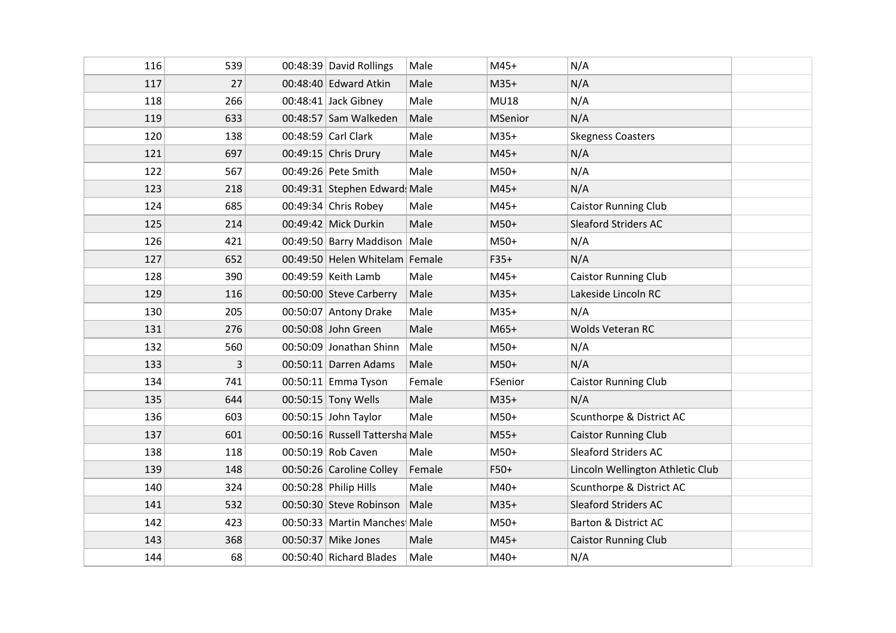| | | | | | | | |
|---|---|---|---|---|---|---|---|
| 116 | 539 | 00:48:39 | David Rollings | Male | M45+ | N/A | |
| 117 | 27 | 00:48:40 | Edward Atkin | Male | M35+ | N/A | |
| 118 | 266 | 00:48:41 | Jack Gibney | Male | MU18 | N/A | |
| 119 | 633 | 00:48:57 | Sam Walkeden | Male | MSenior | N/A | |
| 120 | 138 | 00:48:59 | Carl Clark | Male | M35+ | Skegness Coasters | |
| 121 | 697 | 00:49:15 | Chris Drury | Male | M45+ | N/A | |
| 122 | 567 | 00:49:26 | Pete Smith | Male | M50+ | N/A | |
| 123 | 218 | 00:49:31 | Stephen Edwards | Male | M45+ | N/A | |
| 124 | 685 | 00:49:34 | Chris Robey | Male | M45+ | Caistor Running Club | |
| 125 | 214 | 00:49:42 | Mick Durkin | Male | M50+ | Sleaford Striders AC | |
| 126 | 421 | 00:49:50 | Barry Maddison | Male | M50+ | N/A | |
| 127 | 652 | 00:49:50 | Helen Whitelam | Female | F35+ | N/A | |
| 128 | 390 | 00:49:59 | Keith Lamb | Male | M45+ | Caistor Running Club | |
| 129 | 116 | 00:50:00 | Steve Carberry | Male | M35+ | Lakeside Lincoln RC | |
| 130 | 205 | 00:50:07 | Antony Drake | Male | M35+ | N/A | |
| 131 | 276 | 00:50:08 | John Green | Male | M65+ | Wolds Veteran RC | |
| 132 | 560 | 00:50:09 | Jonathan Shinn | Male | M50+ | N/A | |
| 133 | 3 | 00:50:11 | Darren Adams | Male | M50+ | N/A | |
| 134 | 741 | 00:50:11 | Emma Tyson | Female | FSenior | Caistor Running Club | |
| 135 | 644 | 00:50:15 | Tony Wells | Male | M35+ | N/A | |
| 136 | 603 | 00:50:15 | John Taylor | Male | M50+ | Scunthorpe & District AC | |
| 137 | 601 | 00:50:16 | Russell Tattersha | Male | M55+ | Caistor Running Club | |
| 138 | 118 | 00:50:19 | Rob Caven | Male | M50+ | Sleaford Striders AC | |
| 139 | 148 | 00:50:26 | Caroline Colley | Female | F50+ | Lincoln Wellington Athletic Club | |
| 140 | 324 | 00:50:28 | Philip Hills | Male | M40+ | Scunthorpe & District AC | |
| 141 | 532 | 00:50:30 | Steve Robinson | Male | M35+ | Sleaford Striders AC | |
| 142 | 423 | 00:50:33 | Martin Manchest | Male | M50+ | Barton & District AC | |
| 143 | 368 | 00:50:37 | Mike Jones | Male | M45+ | Caistor Running Club | |
| 144 | 68 | 00:50:40 | Richard Blades | Male | M40+ | N/A | |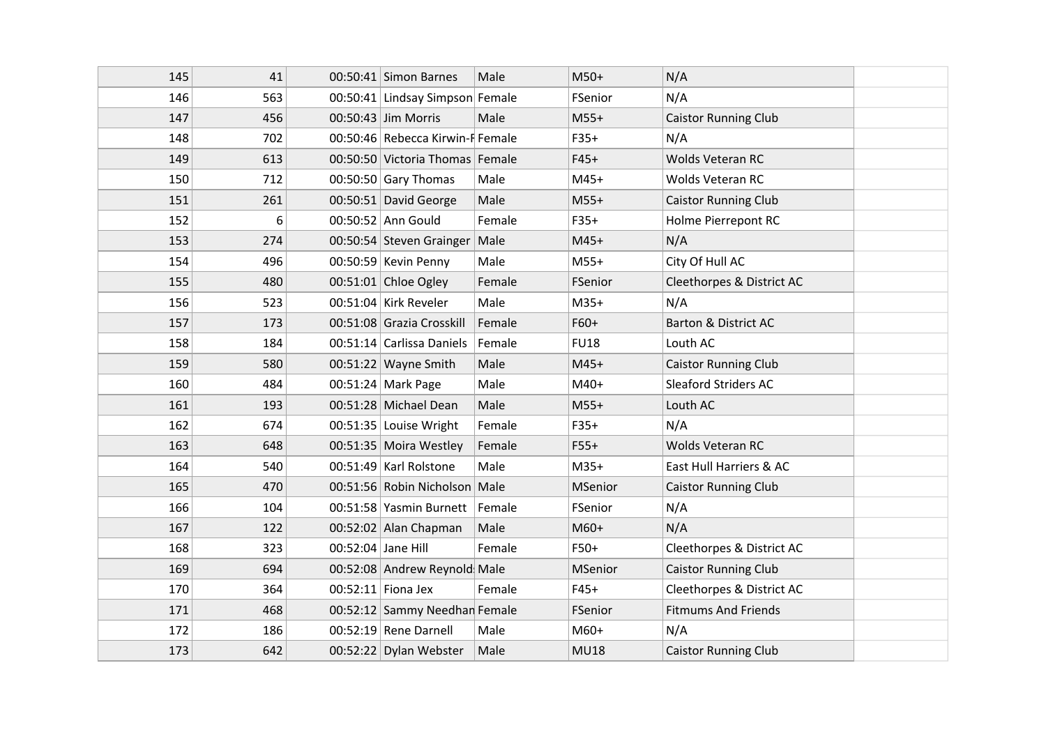| | | | | | | | |
|---|---|---|---|---|---|---|---|
| 145 | 41 | 00:50:41 | Simon Barnes | Male | M50+ | N/A | |
| 146 | 563 | 00:50:41 | Lindsay Simpson | Female | FSenior | N/A | |
| 147 | 456 | 00:50:43 | Jim Morris | Male | M55+ | Caistor Running Club | |
| 148 | 702 | 00:50:46 | Rebecca Kirwin-F | Female | F35+ | N/A | |
| 149 | 613 | 00:50:50 | Victoria Thomas | Female | F45+ | Wolds Veteran RC | |
| 150 | 712 | 00:50:50 | Gary Thomas | Male | M45+ | Wolds Veteran RC | |
| 151 | 261 | 00:50:51 | David George | Male | M55+ | Caistor Running Club | |
| 152 | 6 | 00:50:52 | Ann Gould | Female | F35+ | Holme Pierrepont RC | |
| 153 | 274 | 00:50:54 | Steven Grainger | Male | M45+ | N/A | |
| 154 | 496 | 00:50:59 | Kevin Penny | Male | M55+ | City Of Hull AC | |
| 155 | 480 | 00:51:01 | Chloe Ogley | Female | FSenior | Cleethorpes & District AC | |
| 156 | 523 | 00:51:04 | Kirk Reveler | Male | M35+ | N/A | |
| 157 | 173 | 00:51:08 | Grazia Crosskill | Female | F60+ | Barton & District AC | |
| 158 | 184 | 00:51:14 | Carlissa Daniels | Female | FU18 | Louth AC | |
| 159 | 580 | 00:51:22 | Wayne Smith | Male | M45+ | Caistor Running Club | |
| 160 | 484 | 00:51:24 | Mark Page | Male | M40+ | Sleaford Striders AC | |
| 161 | 193 | 00:51:28 | Michael Dean | Male | M55+ | Louth AC | |
| 162 | 674 | 00:51:35 | Louise Wright | Female | F35+ | N/A | |
| 163 | 648 | 00:51:35 | Moira Westley | Female | F55+ | Wolds Veteran RC | |
| 164 | 540 | 00:51:49 | Karl Rolstone | Male | M35+ | East Hull Harriers & AC | |
| 165 | 470 | 00:51:56 | Robin Nicholson | Male | MSenior | Caistor Running Club | |
| 166 | 104 | 00:51:58 | Yasmin Burnett | Female | FSenior | N/A | |
| 167 | 122 | 00:52:02 | Alan Chapman | Male | M60+ | N/A | |
| 168 | 323 | 00:52:04 | Jane Hill | Female | F50+ | Cleethorpes & District AC | |
| 169 | 694 | 00:52:08 | Andrew Reynold: | Male | MSenior | Caistor Running Club | |
| 170 | 364 | 00:52:11 | Fiona Jex | Female | F45+ | Cleethorpes & District AC | |
| 171 | 468 | 00:52:12 | Sammy Needhan | Female | FSenior | Fitmums And Friends | |
| 172 | 186 | 00:52:19 | Rene Darnell | Male | M60+ | N/A | |
| 173 | 642 | 00:52:22 | Dylan Webster | Male | MU18 | Caistor Running Club | |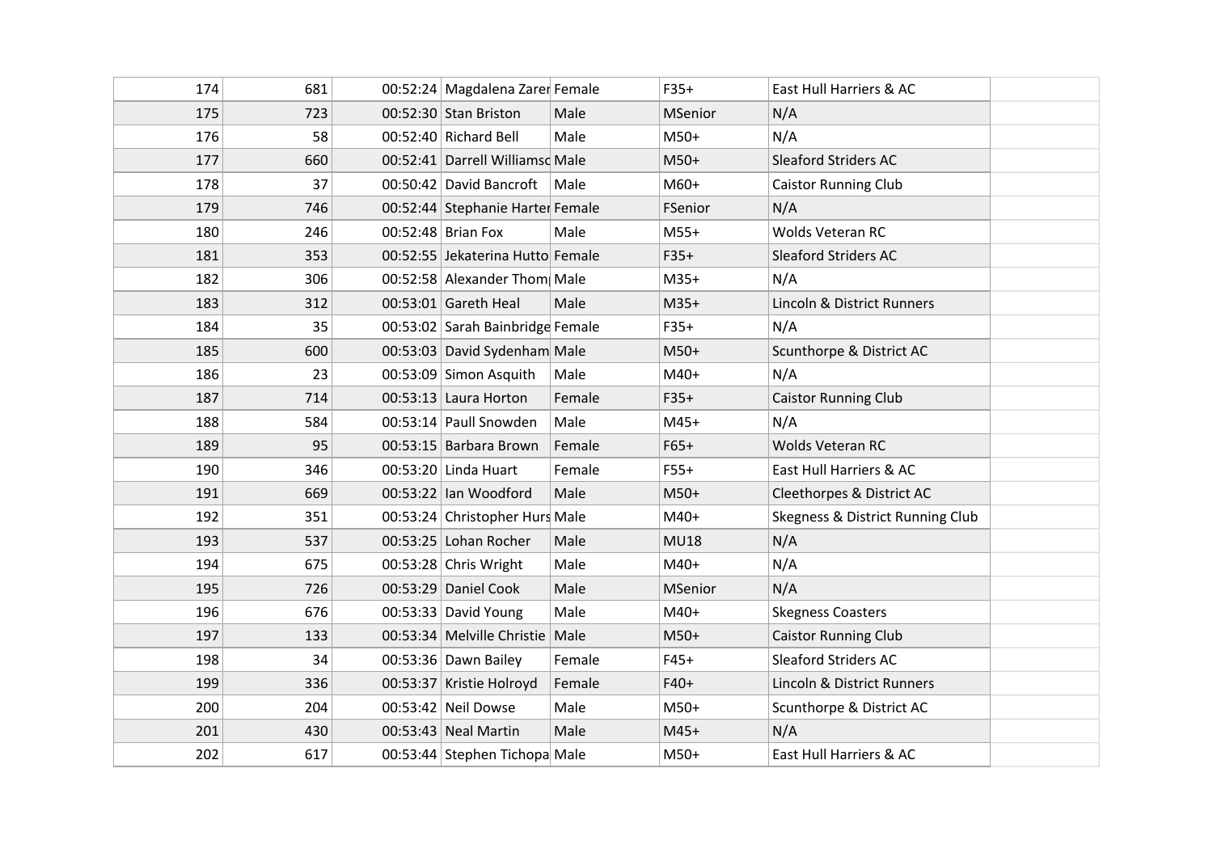| | | | | | | | |
|---|---|---|---|---|---|---|---|
| 174 | 681 | 00:52:24 | Magdalena Zarer | Female | F35+ | East Hull Harriers & AC | |
| 175 | 723 | 00:52:30 | Stan Briston | Male | MSenior | N/A | |
| 176 | 58 | 00:52:40 | Richard Bell | Male | M50+ | N/A | |
| 177 | 660 | 00:52:41 | Darrell Williamsc | Male | M50+ | Sleaford Striders AC | |
| 178 | 37 | 00:50:42 | David Bancroft | Male | M60+ | Caistor Running Club | |
| 179 | 746 | 00:52:44 | Stephanie Harter | Female | FSenior | N/A | |
| 180 | 246 | 00:52:48 | Brian Fox | Male | M55+ | Wolds Veteran RC | |
| 181 | 353 | 00:52:55 | Jekaterina Hutto | Female | F35+ | Sleaford Striders AC | |
| 182 | 306 | 00:52:58 | Alexander Thom | Male | M35+ | N/A | |
| 183 | 312 | 00:53:01 | Gareth Heal | Male | M35+ | Lincoln & District Runners | |
| 184 | 35 | 00:53:02 | Sarah Bainbridge | Female | F35+ | N/A | |
| 185 | 600 | 00:53:03 | David Sydenham | Male | M50+ | Scunthorpe & District AC | |
| 186 | 23 | 00:53:09 | Simon Asquith | Male | M40+ | N/A | |
| 187 | 714 | 00:53:13 | Laura Horton | Female | F35+ | Caistor Running Club | |
| 188 | 584 | 00:53:14 | Paull Snowden | Male | M45+ | N/A | |
| 189 | 95 | 00:53:15 | Barbara Brown | Female | F65+ | Wolds Veteran RC | |
| 190 | 346 | 00:53:20 | Linda Huart | Female | F55+ | East Hull Harriers & AC | |
| 191 | 669 | 00:53:22 | Ian Woodford | Male | M50+ | Cleethorpes & District AC | |
| 192 | 351 | 00:53:24 | Christopher Hurs | Male | M40+ | Skegness & District Running Club | |
| 193 | 537 | 00:53:25 | Lohan Rocher | Male | MU18 | N/A | |
| 194 | 675 | 00:53:28 | Chris Wright | Male | M40+ | N/A | |
| 195 | 726 | 00:53:29 | Daniel Cook | Male | MSenior | N/A | |
| 196 | 676 | 00:53:33 | David Young | Male | M40+ | Skegness Coasters | |
| 197 | 133 | 00:53:34 | Melville Christie | Male | M50+ | Caistor Running Club | |
| 198 | 34 | 00:53:36 | Dawn Bailey | Female | F45+ | Sleaford Striders AC | |
| 199 | 336 | 00:53:37 | Kristie Holroyd | Female | F40+ | Lincoln & District Runners | |
| 200 | 204 | 00:53:42 | Neil Dowse | Male | M50+ | Scunthorpe & District AC | |
| 201 | 430 | 00:53:43 | Neal Martin | Male | M45+ | N/A | |
| 202 | 617 | 00:53:44 | Stephen Tichopa | Male | M50+ | East Hull Harriers & AC | |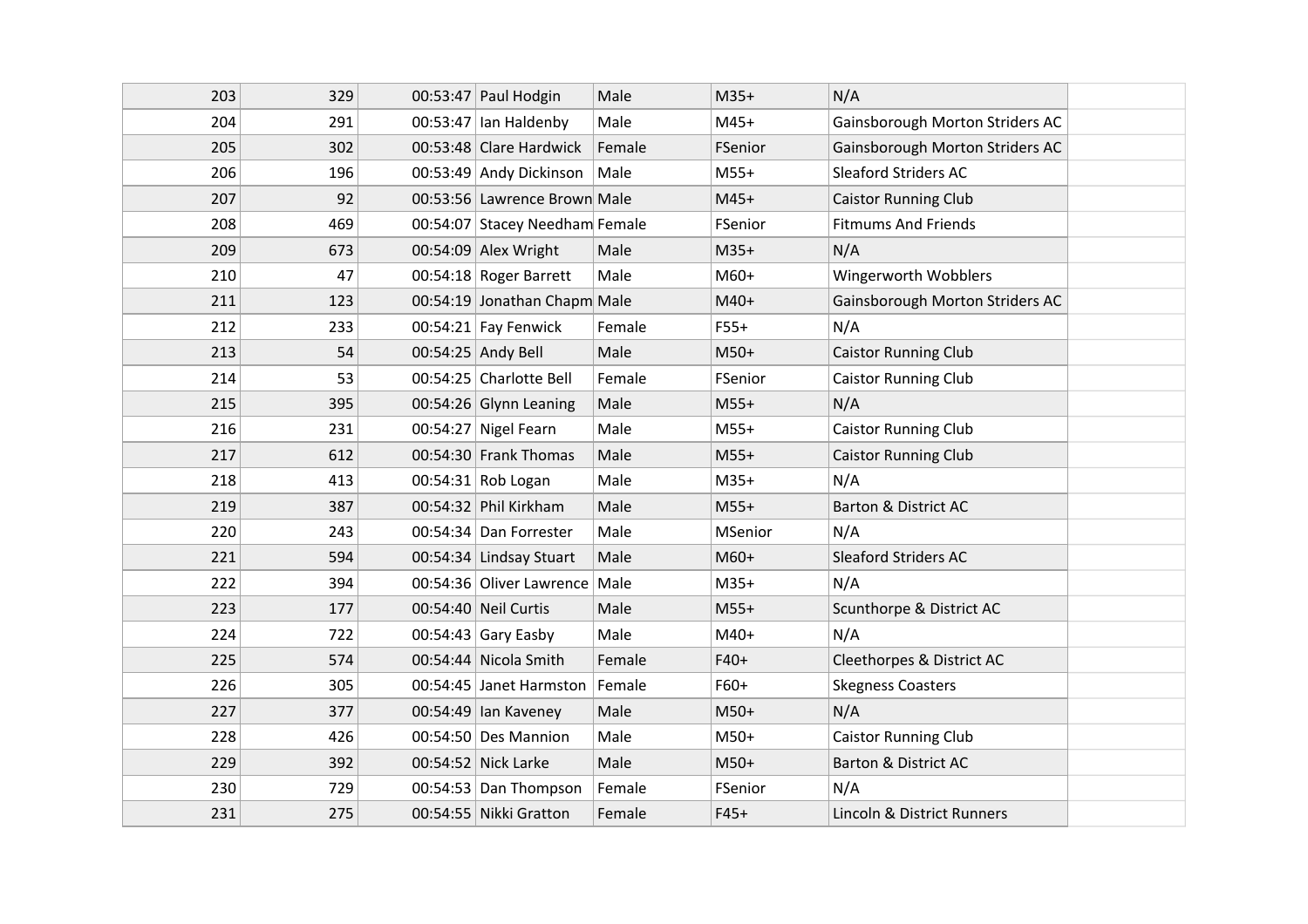| | | | | | | |
|---|---|---|---|---|---|---|
| 203 | 329 | 00:53:47 | Paul Hodgin | Male | M35+ | N/A |
| 204 | 291 | 00:53:47 | Ian Haldenby | Male | M45+ | Gainsborough Morton Striders AC |
| 205 | 302 | 00:53:48 | Clare Hardwick | Female | FSenior | Gainsborough Morton Striders AC |
| 206 | 196 | 00:53:49 | Andy Dickinson | Male | M55+ | Sleaford Striders AC |
| 207 | 92 | 00:53:56 | Lawrence Brown | Male | M45+ | Caistor Running Club |
| 208 | 469 | 00:54:07 | Stacey Needham | Female | FSenior | Fitmums And Friends |
| 209 | 673 | 00:54:09 | Alex Wright | Male | M35+ | N/A |
| 210 | 47 | 00:54:18 | Roger Barrett | Male | M60+ | Wingerworth Wobblers |
| 211 | 123 | 00:54:19 | Jonathan Chapm | Male | M40+ | Gainsborough Morton Striders AC |
| 212 | 233 | 00:54:21 | Fay Fenwick | Female | F55+ | N/A |
| 213 | 54 | 00:54:25 | Andy Bell | Male | M50+ | Caistor Running Club |
| 214 | 53 | 00:54:25 | Charlotte Bell | Female | FSenior | Caistor Running Club |
| 215 | 395 | 00:54:26 | Glynn Leaning | Male | M55+ | N/A |
| 216 | 231 | 00:54:27 | Nigel Fearn | Male | M55+ | Caistor Running Club |
| 217 | 612 | 00:54:30 | Frank Thomas | Male | M55+ | Caistor Running Club |
| 218 | 413 | 00:54:31 | Rob Logan | Male | M35+ | N/A |
| 219 | 387 | 00:54:32 | Phil Kirkham | Male | M55+ | Barton & District AC |
| 220 | 243 | 00:54:34 | Dan Forrester | Male | MSenior | N/A |
| 221 | 594 | 00:54:34 | Lindsay Stuart | Male | M60+ | Sleaford Striders AC |
| 222 | 394 | 00:54:36 | Oliver Lawrence | Male | M35+ | N/A |
| 223 | 177 | 00:54:40 | Neil Curtis | Male | M55+ | Scunthorpe & District AC |
| 224 | 722 | 00:54:43 | Gary Easby | Male | M40+ | N/A |
| 225 | 574 | 00:54:44 | Nicola Smith | Female | F40+ | Cleethorpes & District AC |
| 226 | 305 | 00:54:45 | Janet Harmston | Female | F60+ | Skegness Coasters |
| 227 | 377 | 00:54:49 | Ian Kaveney | Male | M50+ | N/A |
| 228 | 426 | 00:54:50 | Des Mannion | Male | M50+ | Caistor Running Club |
| 229 | 392 | 00:54:52 | Nick Larke | Male | M50+ | Barton & District AC |
| 230 | 729 | 00:54:53 | Dan Thompson | Female | FSenior | N/A |
| 231 | 275 | 00:54:55 | Nikki Gratton | Female | F45+ | Lincoln & District Runners |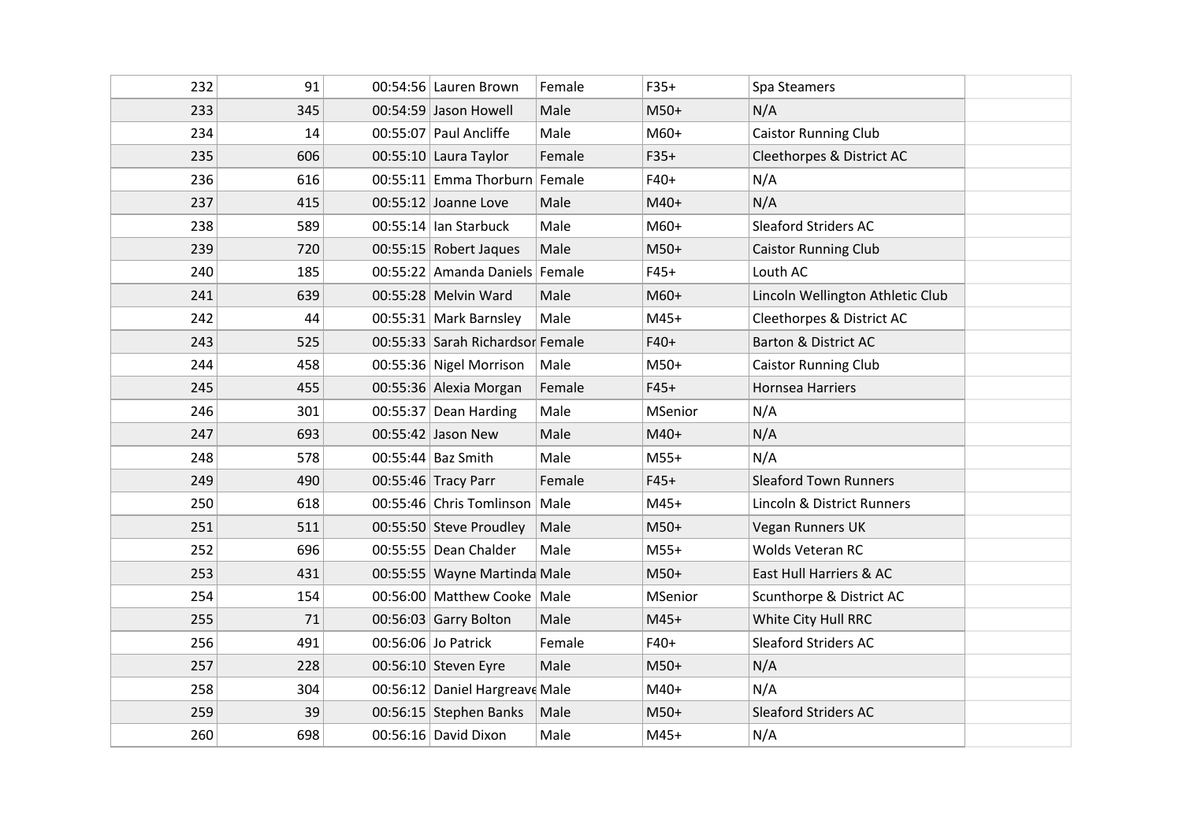| | | | | | | | |
|---|---|---|---|---|---|---|---|
| 232 | 91 | 00:54:56 | Lauren Brown | Female | F35+ | Spa Steamers | |
| 233 | 345 | 00:54:59 | Jason Howell | Male | M50+ | N/A | |
| 234 | 14 | 00:55:07 | Paul Ancliffe | Male | M60+ | Caistor Running Club | |
| 235 | 606 | 00:55:10 | Laura Taylor | Female | F35+ | Cleethorpes & District AC | |
| 236 | 616 | 00:55:11 | Emma Thorburn | Female | F40+ | N/A | |
| 237 | 415 | 00:55:12 | Joanne Love | Male | M40+ | N/A | |
| 238 | 589 | 00:55:14 | Ian Starbuck | Male | M60+ | Sleaford Striders AC | |
| 239 | 720 | 00:55:15 | Robert Jaques | Male | M50+ | Caistor Running Club | |
| 240 | 185 | 00:55:22 | Amanda Daniels | Female | F45+ | Louth AC | |
| 241 | 639 | 00:55:28 | Melvin Ward | Male | M60+ | Lincoln Wellington Athletic Club | |
| 242 | 44 | 00:55:31 | Mark Barnsley | Male | M45+ | Cleethorpes & District AC | |
| 243 | 525 | 00:55:33 | Sarah Richardsor | Female | F40+ | Barton & District AC | |
| 244 | 458 | 00:55:36 | Nigel Morrison | Male | M50+ | Caistor Running Club | |
| 245 | 455 | 00:55:36 | Alexia Morgan | Female | F45+ | Hornsea Harriers | |
| 246 | 301 | 00:55:37 | Dean Harding | Male | MSenior | N/A | |
| 247 | 693 | 00:55:42 | Jason New | Male | M40+ | N/A | |
| 248 | 578 | 00:55:44 | Baz Smith | Male | M55+ | N/A | |
| 249 | 490 | 00:55:46 | Tracy Parr | Female | F45+ | Sleaford Town Runners | |
| 250 | 618 | 00:55:46 | Chris Tomlinson | Male | M45+ | Lincoln & District Runners | |
| 251 | 511 | 00:55:50 | Steve Proudley | Male | M50+ | Vegan Runners UK | |
| 252 | 696 | 00:55:55 | Dean Chalder | Male | M55+ | Wolds Veteran RC | |
| 253 | 431 | 00:55:55 | Wayne Martinda | Male | M50+ | East Hull Harriers & AC | |
| 254 | 154 | 00:56:00 | Matthew Cooke | Male | MSenior | Scunthorpe & District AC | |
| 255 | 71 | 00:56:03 | Garry Bolton | Male | M45+ | White City Hull RRC | |
| 256 | 491 | 00:56:06 | Jo Patrick | Female | F40+ | Sleaford Striders AC | |
| 257 | 228 | 00:56:10 | Steven Eyre | Male | M50+ | N/A | |
| 258 | 304 | 00:56:12 | Daniel Hargreave | Male | M40+ | N/A | |
| 259 | 39 | 00:56:15 | Stephen Banks | Male | M50+ | Sleaford Striders AC | |
| 260 | 698 | 00:56:16 | David Dixon | Male | M45+ | N/A | |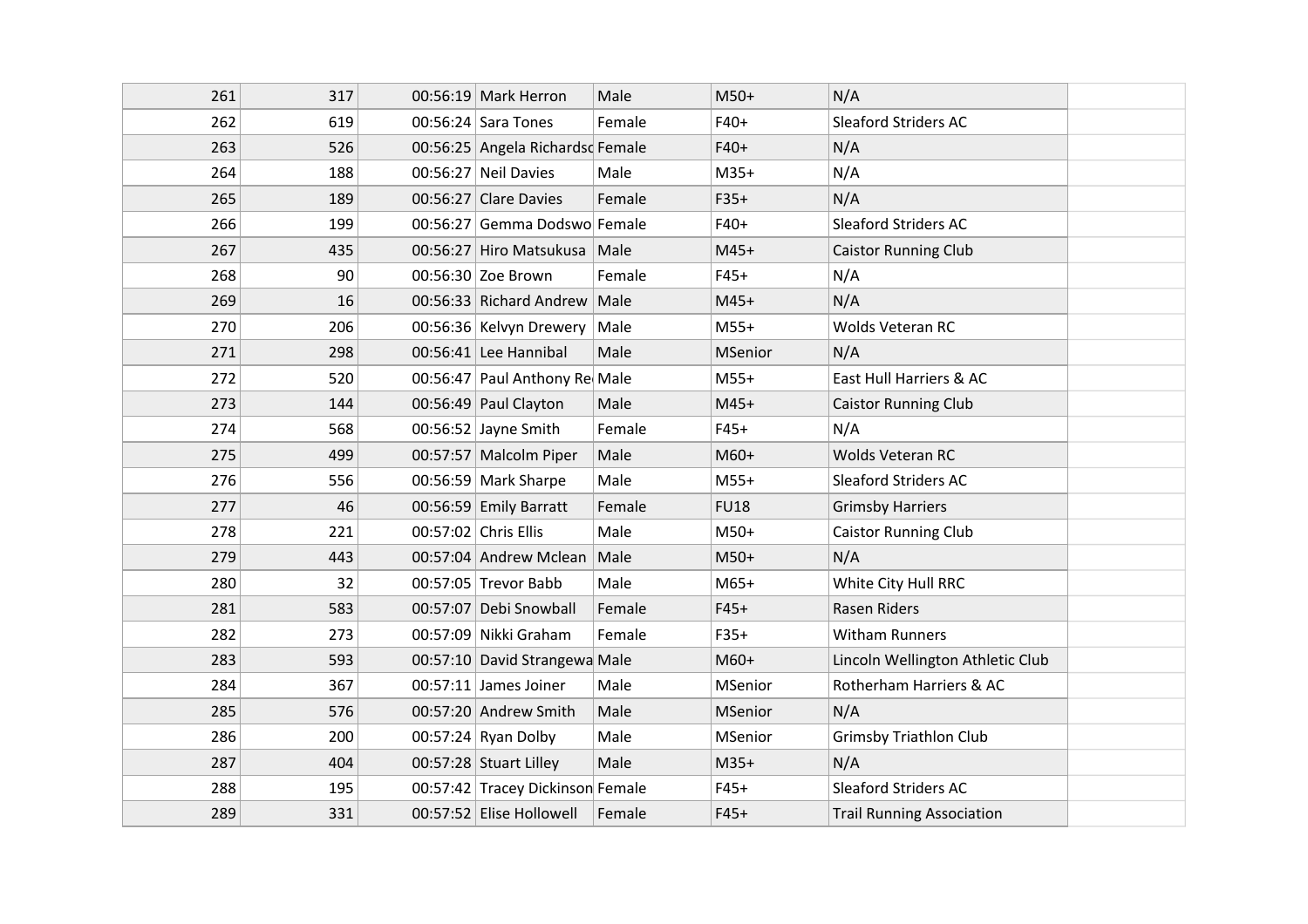| | | | | | | | |
|---|---|---|---|---|---|---|---|
| 261 | 317 | 00:56:19 | Mark Herron | Male | M50+ | N/A | |
| 262 | 619 | 00:56:24 | Sara Tones | Female | F40+ | Sleaford Striders AC | |
| 263 | 526 | 00:56:25 | Angela Richardsc | Female | F40+ | N/A | |
| 264 | 188 | 00:56:27 | Neil Davies | Male | M35+ | N/A | |
| 265 | 189 | 00:56:27 | Clare Davies | Female | F35+ | N/A | |
| 266 | 199 | 00:56:27 | Gemma Dodswo | Female | F40+ | Sleaford Striders AC | |
| 267 | 435 | 00:56:27 | Hiro Matsukusa | Male | M45+ | Caistor Running Club | |
| 268 | 90 | 00:56:30 | Zoe Brown | Female | F45+ | N/A | |
| 269 | 16 | 00:56:33 | Richard Andrew | Male | M45+ | N/A | |
| 270 | 206 | 00:56:36 | Kelvyn Drewery | Male | M55+ | Wolds Veteran RC | |
| 271 | 298 | 00:56:41 | Lee Hannibal | Male | MSenior | N/A | |
| 272 | 520 | 00:56:47 | Paul Anthony Re | Male | M55+ | East Hull Harriers & AC | |
| 273 | 144 | 00:56:49 | Paul Clayton | Male | M45+ | Caistor Running Club | |
| 274 | 568 | 00:56:52 | Jayne Smith | Female | F45+ | N/A | |
| 275 | 499 | 00:57:57 | Malcolm Piper | Male | M60+ | Wolds Veteran RC | |
| 276 | 556 | 00:56:59 | Mark Sharpe | Male | M55+ | Sleaford Striders AC | |
| 277 | 46 | 00:56:59 | Emily Barratt | Female | FU18 | Grimsby Harriers | |
| 278 | 221 | 00:57:02 | Chris Ellis | Male | M50+ | Caistor Running Club | |
| 279 | 443 | 00:57:04 | Andrew Mclean | Male | M50+ | N/A | |
| 280 | 32 | 00:57:05 | Trevor Babb | Male | M65+ | White City Hull RRC | |
| 281 | 583 | 00:57:07 | Debi Snowball | Female | F45+ | Rasen Riders | |
| 282 | 273 | 00:57:09 | Nikki Graham | Female | F35+ | Witham Runners | |
| 283 | 593 | 00:57:10 | David Strangewa | Male | M60+ | Lincoln Wellington Athletic Club | |
| 284 | 367 | 00:57:11 | James Joiner | Male | MSenior | Rotherham Harriers & AC | |
| 285 | 576 | 00:57:20 | Andrew Smith | Male | MSenior | N/A | |
| 286 | 200 | 00:57:24 | Ryan Dolby | Male | MSenior | Grimsby Triathlon Club | |
| 287 | 404 | 00:57:28 | Stuart Lilley | Male | M35+ | N/A | |
| 288 | 195 | 00:57:42 | Tracey Dickinson | Female | F45+ | Sleaford Striders AC | |
| 289 | 331 | 00:57:52 | Elise Hollowell | Female | F45+ | Trail Running Association | |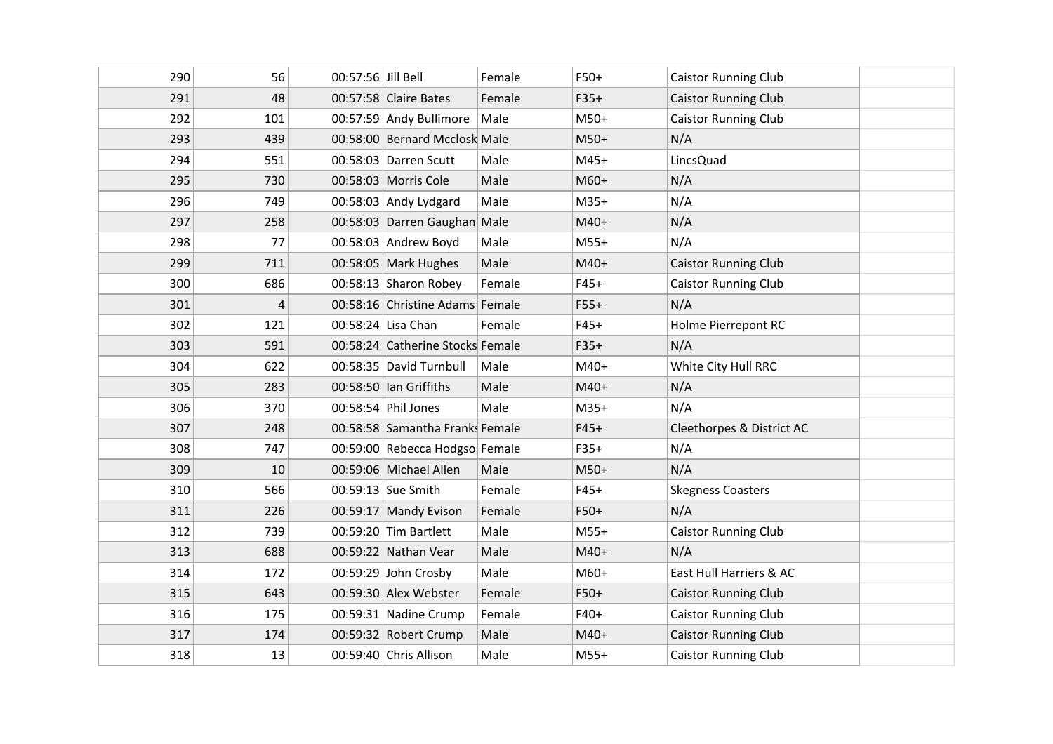| | | | | | | | |
|---|---|---|---|---|---|---|---|
| 290 | 56 | 00:57:56 | Jill Bell | Female | F50+ | Caistor Running Club | |
| 291 | 48 | 00:57:58 | Claire Bates | Female | F35+ | Caistor Running Club | |
| 292 | 101 | 00:57:59 | Andy Bullimore | Male | M50+ | Caistor Running Club | |
| 293 | 439 | 00:58:00 | Bernard Mcclosk | Male | M50+ | N/A | |
| 294 | 551 | 00:58:03 | Darren Scutt | Male | M45+ | LincsQuad | |
| 295 | 730 | 00:58:03 | Morris Cole | Male | M60+ | N/A | |
| 296 | 749 | 00:58:03 | Andy Lydgard | Male | M35+ | N/A | |
| 297 | 258 | 00:58:03 | Darren Gaughan | Male | M40+ | N/A | |
| 298 | 77 | 00:58:03 | Andrew Boyd | Male | M55+ | N/A | |
| 299 | 711 | 00:58:05 | Mark Hughes | Male | M40+ | Caistor Running Club | |
| 300 | 686 | 00:58:13 | Sharon Robey | Female | F45+ | Caistor Running Club | |
| 301 | 4 | 00:58:16 | Christine Adams | Female | F55+ | N/A | |
| 302 | 121 | 00:58:24 | Lisa Chan | Female | F45+ | Holme Pierrepont RC | |
| 303 | 591 | 00:58:24 | Catherine Stocks | Female | F35+ | N/A | |
| 304 | 622 | 00:58:35 | David Turnbull | Male | M40+ | White City Hull RRC | |
| 305 | 283 | 00:58:50 | Ian Griffiths | Male | M40+ | N/A | |
| 306 | 370 | 00:58:54 | Phil Jones | Male | M35+ | N/A | |
| 307 | 248 | 00:58:58 | Samantha Franks | Female | F45+ | Cleethorpes & District AC | |
| 308 | 747 | 00:59:00 | Rebecca Hodgsol | Female | F35+ | N/A | |
| 309 | 10 | 00:59:06 | Michael Allen | Male | M50+ | N/A | |
| 310 | 566 | 00:59:13 | Sue Smith | Female | F45+ | Skegness Coasters | |
| 311 | 226 | 00:59:17 | Mandy Evison | Female | F50+ | N/A | |
| 312 | 739 | 00:59:20 | Tim Bartlett | Male | M55+ | Caistor Running Club | |
| 313 | 688 | 00:59:22 | Nathan Vear | Male | M40+ | N/A | |
| 314 | 172 | 00:59:29 | John Crosby | Male | M60+ | East Hull Harriers & AC | |
| 315 | 643 | 00:59:30 | Alex Webster | Female | F50+ | Caistor Running Club | |
| 316 | 175 | 00:59:31 | Nadine Crump | Female | F40+ | Caistor Running Club | |
| 317 | 174 | 00:59:32 | Robert Crump | Male | M40+ | Caistor Running Club | |
| 318 | 13 | 00:59:40 | Chris Allison | Male | M55+ | Caistor Running Club | |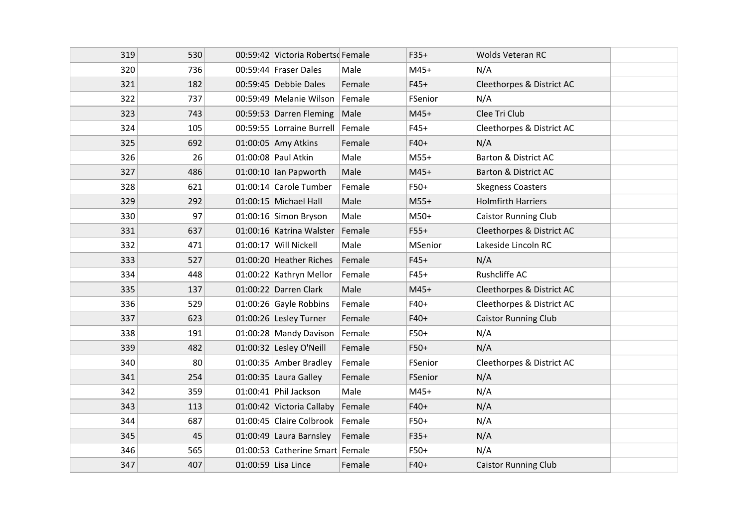| | | | | | | |
|---|---|---|---|---|---|---|
| 319 | 530 | 00:59:42 | Victoria Robertsc | Female | F35+ | Wolds Veteran RC |
| 320 | 736 | 00:59:44 | Fraser Dales | Male | M45+ | N/A |
| 321 | 182 | 00:59:45 | Debbie Dales | Female | F45+ | Cleethorpes & District AC |
| 322 | 737 | 00:59:49 | Melanie Wilson | Female | FSenior | N/A |
| 323 | 743 | 00:59:53 | Darren Fleming | Male | M45+ | Clee Tri Club |
| 324 | 105 | 00:59:55 | Lorraine Burrell | Female | F45+ | Cleethorpes & District AC |
| 325 | 692 | 01:00:05 | Amy Atkins | Female | F40+ | N/A |
| 326 | 26 | 01:00:08 | Paul Atkin | Male | M55+ | Barton & District AC |
| 327 | 486 | 01:00:10 | Ian Papworth | Male | M45+ | Barton & District AC |
| 328 | 621 | 01:00:14 | Carole Tumber | Female | F50+ | Skegness Coasters |
| 329 | 292 | 01:00:15 | Michael Hall | Male | M55+ | Holmfirth Harriers |
| 330 | 97 | 01:00:16 | Simon Bryson | Male | M50+ | Caistor Running Club |
| 331 | 637 | 01:00:16 | Katrina Walster | Female | F55+ | Cleethorpes & District AC |
| 332 | 471 | 01:00:17 | Will Nickell | Male | MSenior | Lakeside Lincoln RC |
| 333 | 527 | 01:00:20 | Heather Riches | Female | F45+ | N/A |
| 334 | 448 | 01:00:22 | Kathryn Mellor | Female | F45+ | Rushcliffe AC |
| 335 | 137 | 01:00:22 | Darren Clark | Male | M45+ | Cleethorpes & District AC |
| 336 | 529 | 01:00:26 | Gayle Robbins | Female | F40+ | Cleethorpes & District AC |
| 337 | 623 | 01:00:26 | Lesley Turner | Female | F40+ | Caistor Running Club |
| 338 | 191 | 01:00:28 | Mandy Davison | Female | F50+ | N/A |
| 339 | 482 | 01:00:32 | Lesley O'Neill | Female | F50+ | N/A |
| 340 | 80 | 01:00:35 | Amber Bradley | Female | FSenior | Cleethorpes & District AC |
| 341 | 254 | 01:00:35 | Laura Galley | Female | FSenior | N/A |
| 342 | 359 | 01:00:41 | Phil Jackson | Male | M45+ | N/A |
| 343 | 113 | 01:00:42 | Victoria Callaby | Female | F40+ | N/A |
| 344 | 687 | 01:00:45 | Claire Colbrook | Female | F50+ | N/A |
| 345 | 45 | 01:00:49 | Laura Barnsley | Female | F35+ | N/A |
| 346 | 565 | 01:00:53 | Catherine Smart | Female | F50+ | N/A |
| 347 | 407 | 01:00:59 | Lisa Lince | Female | F40+ | Caistor Running Club |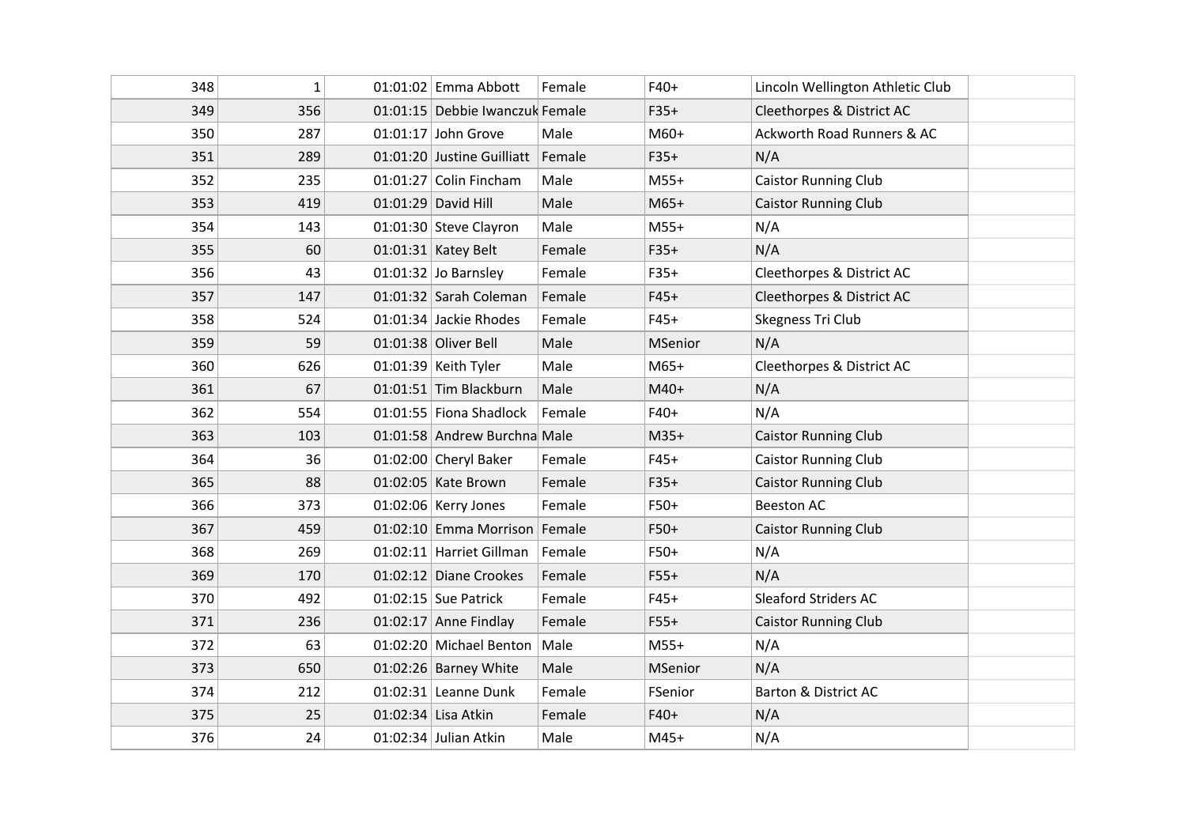| | | | | | | | |
|---|---|---|---|---|---|---|---|
| 348 | 1 | 01:01:02 | Emma Abbott | Female | F40+ | Lincoln Wellington Athletic Club | |
| 349 | 356 | 01:01:15 | Debbie Iwanczuk | Female | F35+ | Cleethorpes & District AC | |
| 350 | 287 | 01:01:17 | John Grove | Male | M60+ | Ackworth Road Runners & AC | |
| 351 | 289 | 01:01:20 | Justine Guilliatt | Female | F35+ | N/A | |
| 352 | 235 | 01:01:27 | Colin Fincham | Male | M55+ | Caistor Running Club | |
| 353 | 419 | 01:01:29 | David Hill | Male | M65+ | Caistor Running Club | |
| 354 | 143 | 01:01:30 | Steve Clayron | Male | M55+ | N/A | |
| 355 | 60 | 01:01:31 | Katey Belt | Female | F35+ | N/A | |
| 356 | 43 | 01:01:32 | Jo Barnsley | Female | F35+ | Cleethorpes & District AC | |
| 357 | 147 | 01:01:32 | Sarah Coleman | Female | F45+ | Cleethorpes & District AC | |
| 358 | 524 | 01:01:34 | Jackie Rhodes | Female | F45+ | Skegness Tri Club | |
| 359 | 59 | 01:01:38 | Oliver Bell | Male | MSenior | N/A | |
| 360 | 626 | 01:01:39 | Keith Tyler | Male | M65+ | Cleethorpes & District AC | |
| 361 | 67 | 01:01:51 | Tim Blackburn | Male | M40+ | N/A | |
| 362 | 554 | 01:01:55 | Fiona Shadlock | Female | F40+ | N/A | |
| 363 | 103 | 01:01:58 | Andrew Burchna | Male | M35+ | Caistor Running Club | |
| 364 | 36 | 01:02:00 | Cheryl Baker | Female | F45+ | Caistor Running Club | |
| 365 | 88 | 01:02:05 | Kate Brown | Female | F35+ | Caistor Running Club | |
| 366 | 373 | 01:02:06 | Kerry Jones | Female | F50+ | Beeston AC | |
| 367 | 459 | 01:02:10 | Emma Morrison | Female | F50+ | Caistor Running Club | |
| 368 | 269 | 01:02:11 | Harriet Gillman | Female | F50+ | N/A | |
| 369 | 170 | 01:02:12 | Diane Crookes | Female | F55+ | N/A | |
| 370 | 492 | 01:02:15 | Sue Patrick | Female | F45+ | Sleaford Striders AC | |
| 371 | 236 | 01:02:17 | Anne Findlay | Female | F55+ | Caistor Running Club | |
| 372 | 63 | 01:02:20 | Michael Benton | Male | M55+ | N/A | |
| 373 | 650 | 01:02:26 | Barney White | Male | MSenior | N/A | |
| 374 | 212 | 01:02:31 | Leanne Dunk | Female | FSenior | Barton & District AC | |
| 375 | 25 | 01:02:34 | Lisa Atkin | Female | F40+ | N/A | |
| 376 | 24 | 01:02:34 | Julian Atkin | Male | M45+ | N/A | |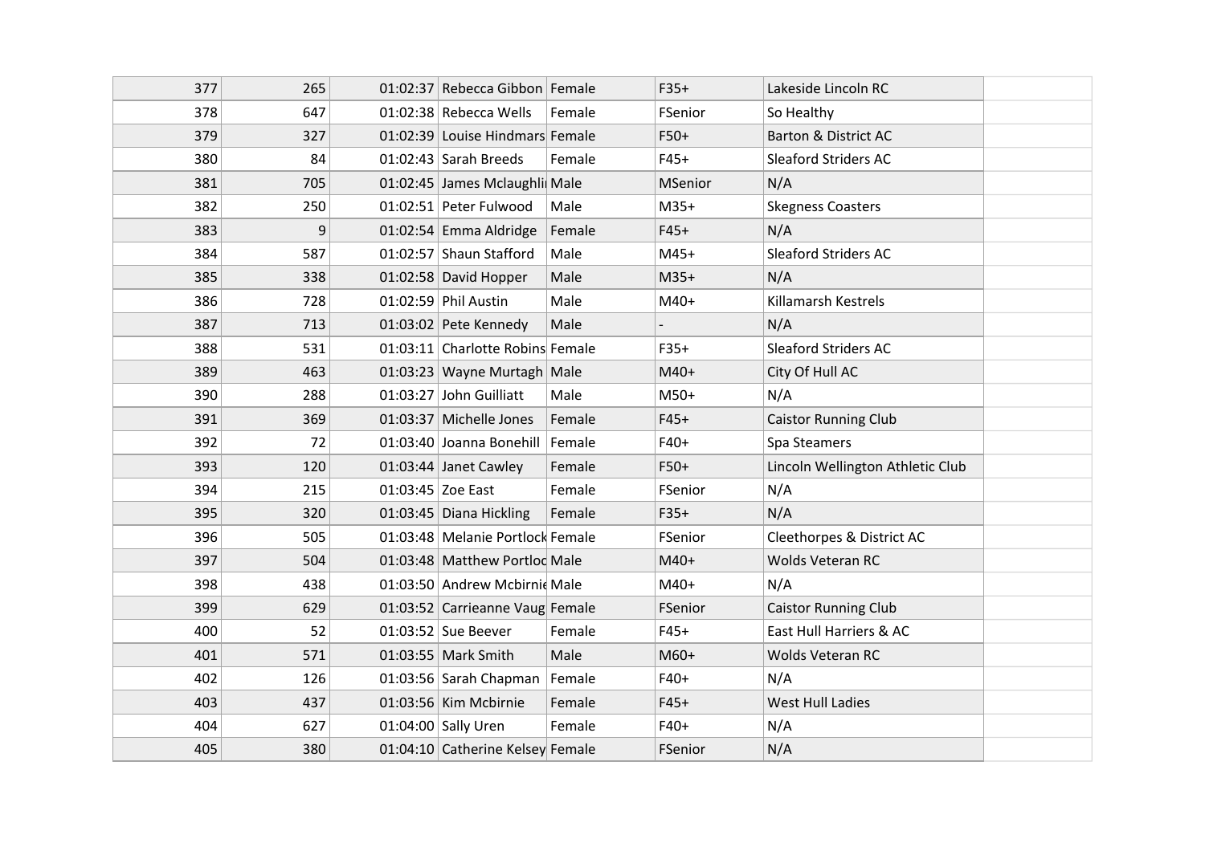| | | | | | | | |
|---|---|---|---|---|---|---|---|
| 377 | 265 | 01:02:37 | Rebecca Gibbon | Female | F35+ | Lakeside Lincoln RC | |
| 378 | 647 | 01:02:38 | Rebecca Wells | Female | FSenior | So Healthy | |
| 379 | 327 | 01:02:39 | Louise Hindmars | Female | F50+ | Barton & District AC | |
| 380 | 84 | 01:02:43 | Sarah Breeds | Female | F45+ | Sleaford Striders AC | |
| 381 | 705 | 01:02:45 | James Mclaughli | Male | MSenior | N/A | |
| 382 | 250 | 01:02:51 | Peter Fulwood | Male | M35+ | Skegness Coasters | |
| 383 | 9 | 01:02:54 | Emma Aldridge | Female | F45+ | N/A | |
| 384 | 587 | 01:02:57 | Shaun Stafford | Male | M45+ | Sleaford Striders AC | |
| 385 | 338 | 01:02:58 | David Hopper | Male | M35+ | N/A | |
| 386 | 728 | 01:02:59 | Phil Austin | Male | M40+ | Killamarsh Kestrels | |
| 387 | 713 | 01:03:02 | Pete Kennedy | Male | - | N/A | |
| 388 | 531 | 01:03:11 | Charlotte Robins | Female | F35+ | Sleaford Striders AC | |
| 389 | 463 | 01:03:23 | Wayne Murtagh | Male | M40+ | City Of Hull AC | |
| 390 | 288 | 01:03:27 | John Guilliatt | Male | M50+ | N/A | |
| 391 | 369 | 01:03:37 | Michelle Jones | Female | F45+ | Caistor Running Club | |
| 392 | 72 | 01:03:40 | Joanna Bonehill | Female | F40+ | Spa Steamers | |
| 393 | 120 | 01:03:44 | Janet Cawley | Female | F50+ | Lincoln Wellington Athletic Club | |
| 394 | 215 | 01:03:45 | Zoe East | Female | FSenior | N/A | |
| 395 | 320 | 01:03:45 | Diana Hickling | Female | F35+ | N/A | |
| 396 | 505 | 01:03:48 | Melanie Portlock | Female | FSenior | Cleethorpes & District AC | |
| 397 | 504 | 01:03:48 | Matthew Portloc | Male | M40+ | Wolds Veteran RC | |
| 398 | 438 | 01:03:50 | Andrew Mcbirnie | Male | M40+ | N/A | |
| 399 | 629 | 01:03:52 | Carrieanne Vaug | Female | FSenior | Caistor Running Club | |
| 400 | 52 | 01:03:52 | Sue Beever | Female | F45+ | East Hull Harriers & AC | |
| 401 | 571 | 01:03:55 | Mark Smith | Male | M60+ | Wolds Veteran RC | |
| 402 | 126 | 01:03:56 | Sarah Chapman | Female | F40+ | N/A | |
| 403 | 437 | 01:03:56 | Kim Mcbirnie | Female | F45+ | West Hull Ladies | |
| 404 | 627 | 01:04:00 | Sally Uren | Female | F40+ | N/A | |
| 405 | 380 | 01:04:10 | Catherine Kelsey | Female | FSenior | N/A | |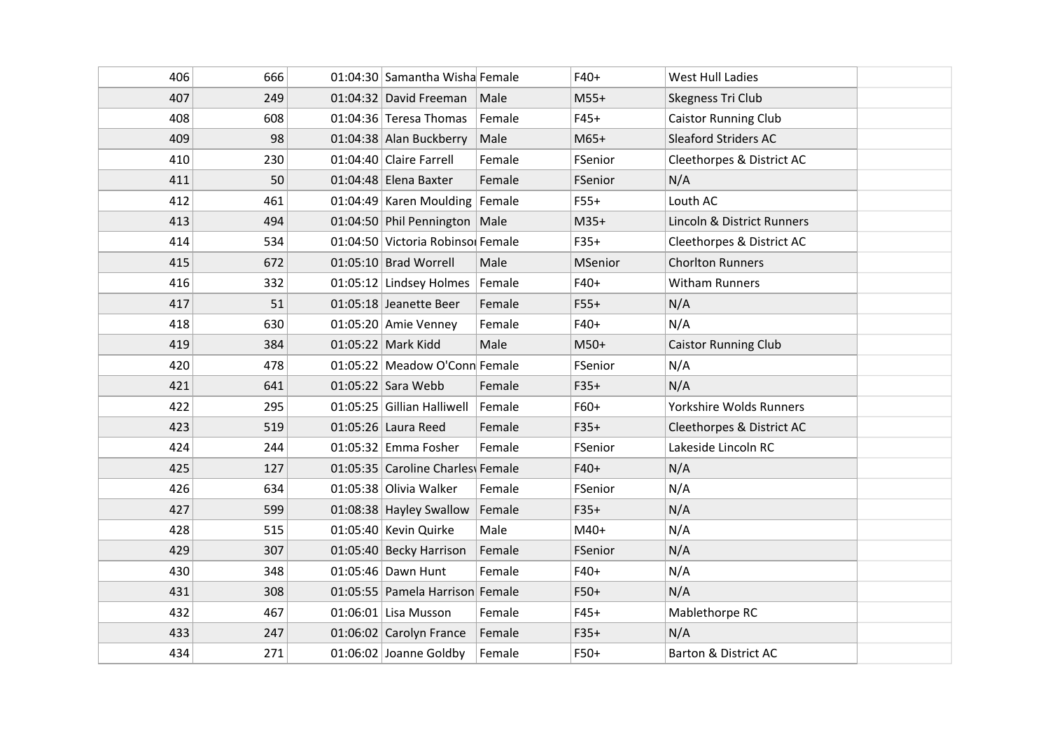| | | | | | | | |
|---|---|---|---|---|---|---|---|
| 406 | 666 | 01:04:30 | Samantha Wisha | Female | F40+ | West Hull Ladies | |
| 407 | 249 | 01:04:32 | David Freeman | Male | M55+ | Skegness Tri Club | |
| 408 | 608 | 01:04:36 | Teresa Thomas | Female | F45+ | Caistor Running Club | |
| 409 | 98 | 01:04:38 | Alan Buckberry | Male | M65+ | Sleaford Striders AC | |
| 410 | 230 | 01:04:40 | Claire Farrell | Female | FSenior | Cleethorpes & District AC | |
| 411 | 50 | 01:04:48 | Elena Baxter | Female | FSenior | N/A | |
| 412 | 461 | 01:04:49 | Karen Moulding | Female | F55+ | Louth AC | |
| 413 | 494 | 01:04:50 | Phil Pennington | Male | M35+ | Lincoln & District Runners | |
| 414 | 534 | 01:04:50 | Victoria Robinson | Female | F35+ | Cleethorpes & District AC | |
| 415 | 672 | 01:05:10 | Brad Worrell | Male | MSenior | Chorlton Runners | |
| 416 | 332 | 01:05:12 | Lindsey Holmes | Female | F40+ | Witham Runners | |
| 417 | 51 | 01:05:18 | Jeanette Beer | Female | F55+ | N/A | |
| 418 | 630 | 01:05:20 | Amie Venney | Female | F40+ | N/A | |
| 419 | 384 | 01:05:22 | Mark Kidd | Male | M50+ | Caistor Running Club | |
| 420 | 478 | 01:05:22 | Meadow O'Conn | Female | FSenior | N/A | |
| 421 | 641 | 01:05:22 | Sara Webb | Female | F35+ | N/A | |
| 422 | 295 | 01:05:25 | Gillian Halliwell | Female | F60+ | Yorkshire Wolds Runners | |
| 423 | 519 | 01:05:26 | Laura Reed | Female | F35+ | Cleethorpes & District AC | |
| 424 | 244 | 01:05:32 | Emma Fosher | Female | FSenior | Lakeside Lincoln RC | |
| 425 | 127 | 01:05:35 | Caroline Charlesw | Female | F40+ | N/A | |
| 426 | 634 | 01:05:38 | Olivia Walker | Female | FSenior | N/A | |
| 427 | 599 | 01:08:38 | Hayley Swallow | Female | F35+ | N/A | |
| 428 | 515 | 01:05:40 | Kevin Quirke | Male | M40+ | N/A | |
| 429 | 307 | 01:05:40 | Becky Harrison | Female | FSenior | N/A | |
| 430 | 348 | 01:05:46 | Dawn Hunt | Female | F40+ | N/A | |
| 431 | 308 | 01:05:55 | Pamela Harrison | Female | F50+ | N/A | |
| 432 | 467 | 01:06:01 | Lisa Musson | Female | F45+ | Mablethorpe RC | |
| 433 | 247 | 01:06:02 | Carolyn France | Female | F35+ | N/A | |
| 434 | 271 | 01:06:02 | Joanne Goldby | Female | F50+ | Barton & District AC | |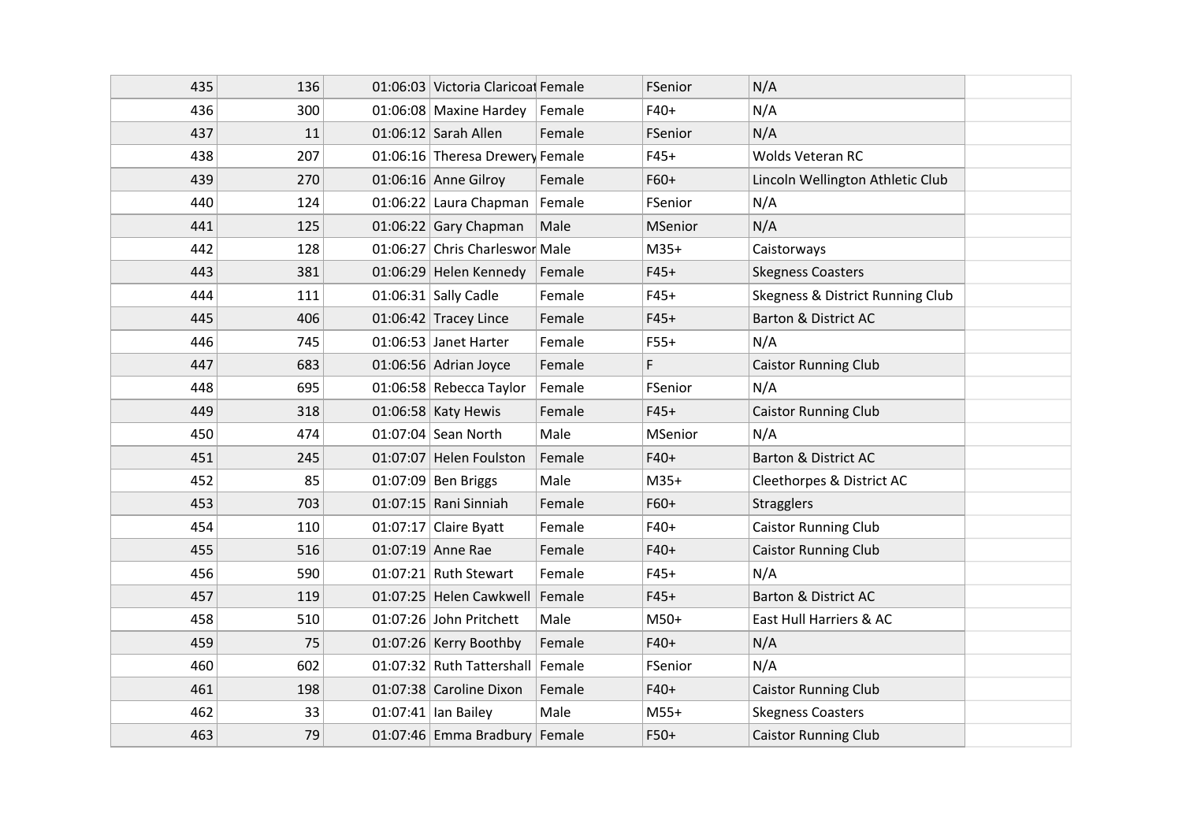| | | | | | | |
|---|---|---|---|---|---|---|
| 435 | 136 | 01:06:03 | Victoria Claricoat | Female | FSenior | N/A |
| 436 | 300 | 01:06:08 | Maxine Hardey | Female | F40+ | N/A |
| 437 | 11 | 01:06:12 | Sarah Allen | Female | FSenior | N/A |
| 438 | 207 | 01:06:16 | Theresa Drewery | Female | F45+ | Wolds Veteran RC |
| 439 | 270 | 01:06:16 | Anne Gilroy | Female | F60+ | Lincoln Wellington Athletic Club |
| 440 | 124 | 01:06:22 | Laura Chapman | Female | FSenior | N/A |
| 441 | 125 | 01:06:22 | Gary Chapman | Male | MSenior | N/A |
| 442 | 128 | 01:06:27 | Chris Charleswor | Male | M35+ | Caistorways |
| 443 | 381 | 01:06:29 | Helen Kennedy | Female | F45+ | Skegness Coasters |
| 444 | 111 | 01:06:31 | Sally Cadle | Female | F45+ | Skegness & District Running Club |
| 445 | 406 | 01:06:42 | Tracey Lince | Female | F45+ | Barton & District AC |
| 446 | 745 | 01:06:53 | Janet Harter | Female | F55+ | N/A |
| 447 | 683 | 01:06:56 | Adrian Joyce | Female | F | Caistor Running Club |
| 448 | 695 | 01:06:58 | Rebecca Taylor | Female | FSenior | N/A |
| 449 | 318 | 01:06:58 | Katy Hewis | Female | F45+ | Caistor Running Club |
| 450 | 474 | 01:07:04 | Sean North | Male | MSenior | N/A |
| 451 | 245 | 01:07:07 | Helen Foulston | Female | F40+ | Barton & District AC |
| 452 | 85 | 01:07:09 | Ben Briggs | Male | M35+ | Cleethorpes & District AC |
| 453 | 703 | 01:07:15 | Rani Sinniah | Female | F60+ | Stragglers |
| 454 | 110 | 01:07:17 | Claire Byatt | Female | F40+ | Caistor Running Club |
| 455 | 516 | 01:07:19 | Anne Rae | Female | F40+ | Caistor Running Club |
| 456 | 590 | 01:07:21 | Ruth Stewart | Female | F45+ | N/A |
| 457 | 119 | 01:07:25 | Helen Cawkwell | Female | F45+ | Barton & District AC |
| 458 | 510 | 01:07:26 | John Pritchett | Male | M50+ | East Hull Harriers & AC |
| 459 | 75 | 01:07:26 | Kerry Boothby | Female | F40+ | N/A |
| 460 | 602 | 01:07:32 | Ruth Tattershall | Female | FSenior | N/A |
| 461 | 198 | 01:07:38 | Caroline Dixon | Female | F40+ | Caistor Running Club |
| 462 | 33 | 01:07:41 | Ian Bailey | Male | M55+ | Skegness Coasters |
| 463 | 79 | 01:07:46 | Emma Bradbury | Female | F50+ | Caistor Running Club |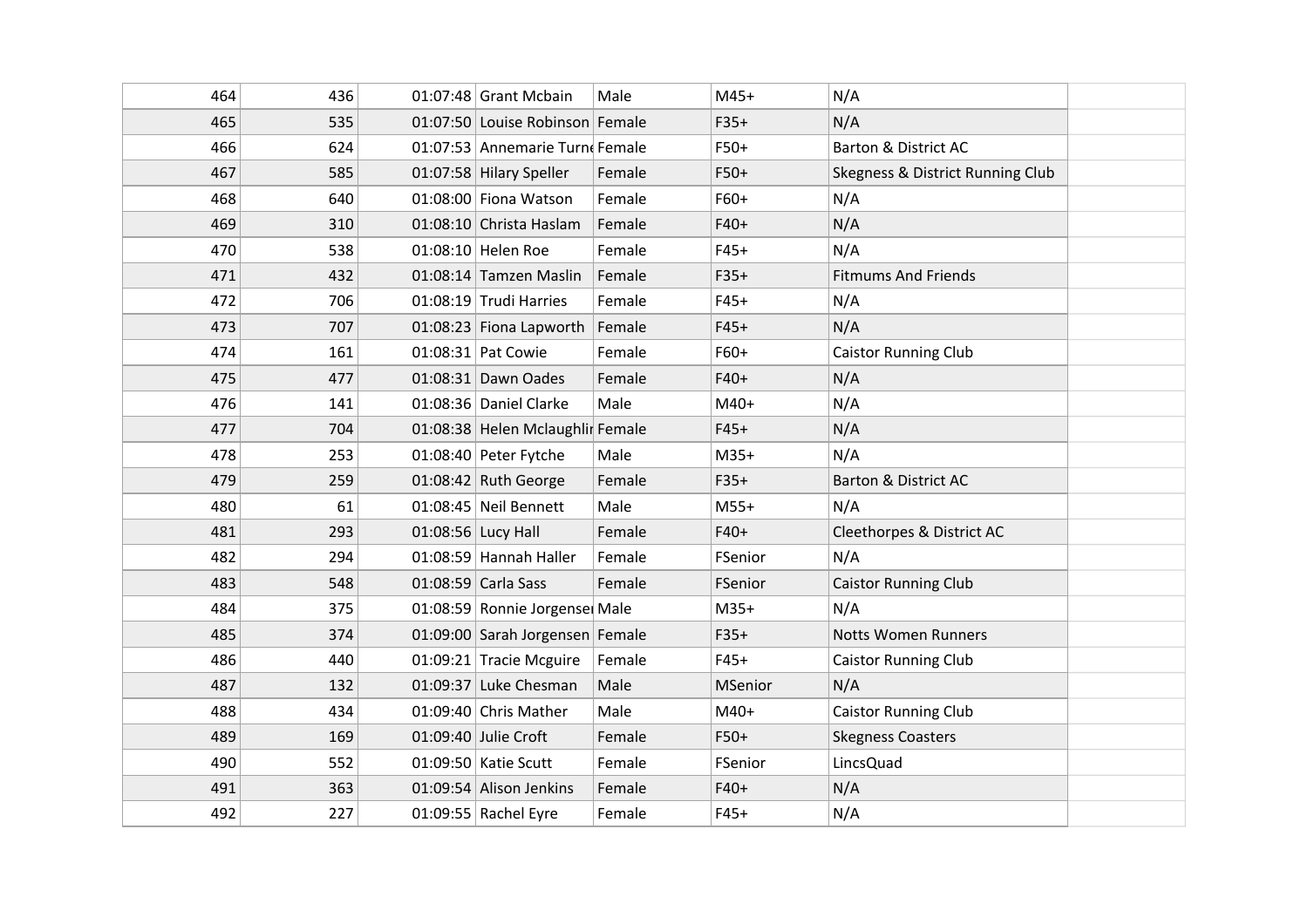| | | | | | | | |
|---|---|---|---|---|---|---|---|
| 464 | 436 | 01:07:48 | Grant Mcbain | Male | M45+ | N/A | |
| 465 | 535 | 01:07:50 | Louise Robinson | Female | F35+ | N/A | |
| 466 | 624 | 01:07:53 | Annemarie Turne | Female | F50+ | Barton & District AC | |
| 467 | 585 | 01:07:58 | Hilary Speller | Female | F50+ | Skegness & District Running Club | |
| 468 | 640 | 01:08:00 | Fiona Watson | Female | F60+ | N/A | |
| 469 | 310 | 01:08:10 | Christa Haslam | Female | F40+ | N/A | |
| 470 | 538 | 01:08:10 | Helen Roe | Female | F45+ | N/A | |
| 471 | 432 | 01:08:14 | Tamzen Maslin | Female | F35+ | Fitmums And Friends | |
| 472 | 706 | 01:08:19 | Trudi Harries | Female | F45+ | N/A | |
| 473 | 707 | 01:08:23 | Fiona Lapworth | Female | F45+ | N/A | |
| 474 | 161 | 01:08:31 | Pat Cowie | Female | F60+ | Caistor Running Club | |
| 475 | 477 | 01:08:31 | Dawn Oades | Female | F40+ | N/A | |
| 476 | 141 | 01:08:36 | Daniel Clarke | Male | M40+ | N/A | |
| 477 | 704 | 01:08:38 | Helen Mclaughlir | Female | F45+ | N/A | |
| 478 | 253 | 01:08:40 | Peter Fytche | Male | M35+ | N/A | |
| 479 | 259 | 01:08:42 | Ruth George | Female | F35+ | Barton & District AC | |
| 480 | 61 | 01:08:45 | Neil Bennett | Male | M55+ | N/A | |
| 481 | 293 | 01:08:56 | Lucy Hall | Female | F40+ | Cleethorpes & District AC | |
| 482 | 294 | 01:08:59 | Hannah Haller | Female | FSenior | N/A | |
| 483 | 548 | 01:08:59 | Carla Sass | Female | FSenior | Caistor Running Club | |
| 484 | 375 | 01:08:59 | Ronnie Jorgensei | Male | M35+ | N/A | |
| 485 | 374 | 01:09:00 | Sarah Jorgensen | Female | F35+ | Notts Women Runners | |
| 486 | 440 | 01:09:21 | Tracie Mcguire | Female | F45+ | Caistor Running Club | |
| 487 | 132 | 01:09:37 | Luke Chesman | Male | MSenior | N/A | |
| 488 | 434 | 01:09:40 | Chris Mather | Male | M40+ | Caistor Running Club | |
| 489 | 169 | 01:09:40 | Julie Croft | Female | F50+ | Skegness Coasters | |
| 490 | 552 | 01:09:50 | Katie Scutt | Female | FSenior | LincsQuad | |
| 491 | 363 | 01:09:54 | Alison Jenkins | Female | F40+ | N/A | |
| 492 | 227 | 01:09:55 | Rachel Eyre | Female | F45+ | N/A | |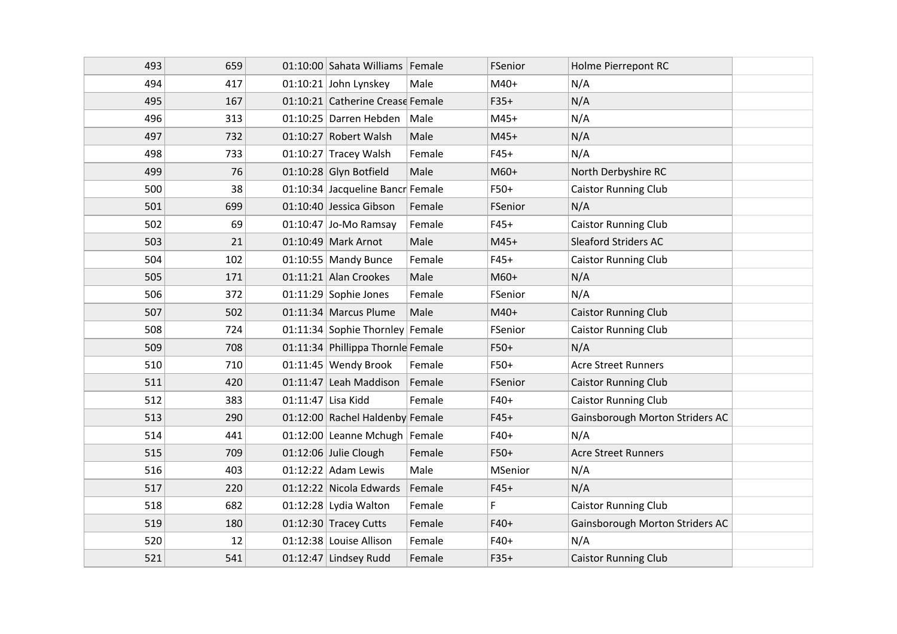| | | | | | | | |
|---|---|---|---|---|---|---|---|
| 493 | 659 | 01:10:00 | Sahata Williams | Female | FSenior | Holme Pierrepont RC | |
| 494 | 417 | 01:10:21 | John Lynskey | Male | M40+ | N/A | |
| 495 | 167 | 01:10:21 | Catherine Crease | Female | F35+ | N/A | |
| 496 | 313 | 01:10:25 | Darren Hebden | Male | M45+ | N/A | |
| 497 | 732 | 01:10:27 | Robert Walsh | Male | M45+ | N/A | |
| 498 | 733 | 01:10:27 | Tracey Walsh | Female | F45+ | N/A | |
| 499 | 76 | 01:10:28 | Glyn Botfield | Male | M60+ | North Derbyshire RC | |
| 500 | 38 | 01:10:34 | Jacqueline Bancr | Female | F50+ | Caistor Running Club | |
| 501 | 699 | 01:10:40 | Jessica Gibson | Female | FSenior | N/A | |
| 502 | 69 | 01:10:47 | Jo-Mo Ramsay | Female | F45+ | Caistor Running Club | |
| 503 | 21 | 01:10:49 | Mark Arnot | Male | M45+ | Sleaford Striders AC | |
| 504 | 102 | 01:10:55 | Mandy Bunce | Female | F45+ | Caistor Running Club | |
| 505 | 171 | 01:11:21 | Alan Crookes | Male | M60+ | N/A | |
| 506 | 372 | 01:11:29 | Sophie Jones | Female | FSenior | N/A | |
| 507 | 502 | 01:11:34 | Marcus Plume | Male | M40+ | Caistor Running Club | |
| 508 | 724 | 01:11:34 | Sophie Thornley | Female | FSenior | Caistor Running Club | |
| 509 | 708 | 01:11:34 | Phillippa Thornle | Female | F50+ | N/A | |
| 510 | 710 | 01:11:45 | Wendy Brook | Female | F50+ | Acre Street Runners | |
| 511 | 420 | 01:11:47 | Leah Maddison | Female | FSenior | Caistor Running Club | |
| 512 | 383 | 01:11:47 | Lisa Kidd | Female | F40+ | Caistor Running Club | |
| 513 | 290 | 01:12:00 | Rachel Haldenby | Female | F45+ | Gainsborough Morton Striders AC | |
| 514 | 441 | 01:12:00 | Leanne Mchugh | Female | F40+ | N/A | |
| 515 | 709 | 01:12:06 | Julie Clough | Female | F50+ | Acre Street Runners | |
| 516 | 403 | 01:12:22 | Adam Lewis | Male | MSenior | N/A | |
| 517 | 220 | 01:12:22 | Nicola Edwards | Female | F45+ | N/A | |
| 518 | 682 | 01:12:28 | Lydia Walton | Female | F | Caistor Running Club | |
| 519 | 180 | 01:12:30 | Tracey Cutts | Female | F40+ | Gainsborough Morton Striders AC | |
| 520 | 12 | 01:12:38 | Louise Allison | Female | F40+ | N/A | |
| 521 | 541 | 01:12:47 | Lindsey Rudd | Female | F35+ | Caistor Running Club | |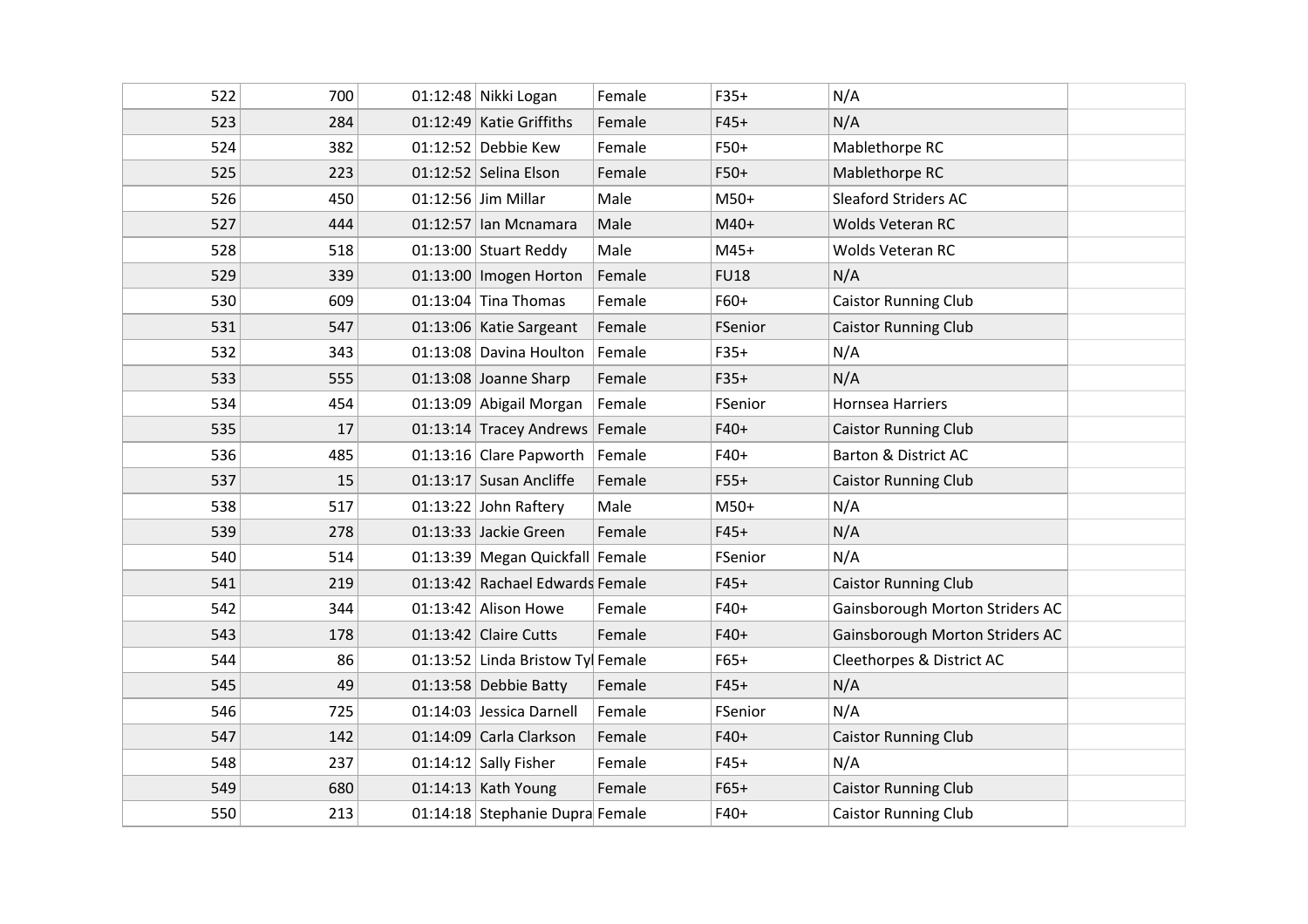| | | | | | | | |
|---|---|---|---|---|---|---|---|
| 522 | 700 | 01:12:48 | Nikki Logan | Female | F35+ | N/A | |
| 523 | 284 | 01:12:49 | Katie Griffiths | Female | F45+ | N/A | |
| 524 | 382 | 01:12:52 | Debbie Kew | Female | F50+ | Mablethorpe RC | |
| 525 | 223 | 01:12:52 | Selina Elson | Female | F50+ | Mablethorpe RC | |
| 526 | 450 | 01:12:56 | Jim Millar | Male | M50+ | Sleaford Striders AC | |
| 527 | 444 | 01:12:57 | Ian Mcnamara | Male | M40+ | Wolds Veteran RC | |
| 528 | 518 | 01:13:00 | Stuart Reddy | Male | M45+ | Wolds Veteran RC | |
| 529 | 339 | 01:13:00 | Imogen Horton | Female | FU18 | N/A | |
| 530 | 609 | 01:13:04 | Tina Thomas | Female | F60+ | Caistor Running Club | |
| 531 | 547 | 01:13:06 | Katie Sargeant | Female | FSenior | Caistor Running Club | |
| 532 | 343 | 01:13:08 | Davina Houlton | Female | F35+ | N/A | |
| 533 | 555 | 01:13:08 | Joanne Sharp | Female | F35+ | N/A | |
| 534 | 454 | 01:13:09 | Abigail Morgan | Female | FSenior | Hornsea Harriers | |
| 535 | 17 | 01:13:14 | Tracey Andrews | Female | F40+ | Caistor Running Club | |
| 536 | 485 | 01:13:16 | Clare Papworth | Female | F40+ | Barton & District AC | |
| 537 | 15 | 01:13:17 | Susan Ancliffe | Female | F55+ | Caistor Running Club | |
| 538 | 517 | 01:13:22 | John Raftery | Male | M50+ | N/A | |
| 539 | 278 | 01:13:33 | Jackie Green | Female | F45+ | N/A | |
| 540 | 514 | 01:13:39 | Megan Quickfall | Female | FSenior | N/A | |
| 541 | 219 | 01:13:42 | Rachael Edwards | Female | F45+ | Caistor Running Club | |
| 542 | 344 | 01:13:42 | Alison Howe | Female | F40+ | Gainsborough Morton Striders AC | |
| 543 | 178 | 01:13:42 | Claire Cutts | Female | F40+ | Gainsborough Morton Striders AC | |
| 544 | 86 | 01:13:52 | Linda Bristow Tyl | Female | F65+ | Cleethorpes & District AC | |
| 545 | 49 | 01:13:58 | Debbie Batty | Female | F45+ | N/A | |
| 546 | 725 | 01:14:03 | Jessica Darnell | Female | FSenior | N/A | |
| 547 | 142 | 01:14:09 | Carla Clarkson | Female | F40+ | Caistor Running Club | |
| 548 | 237 | 01:14:12 | Sally Fisher | Female | F45+ | N/A | |
| 549 | 680 | 01:14:13 | Kath Young | Female | F65+ | Caistor Running Club | |
| 550 | 213 | 01:14:18 | Stephanie Dupra | Female | F40+ | Caistor Running Club | |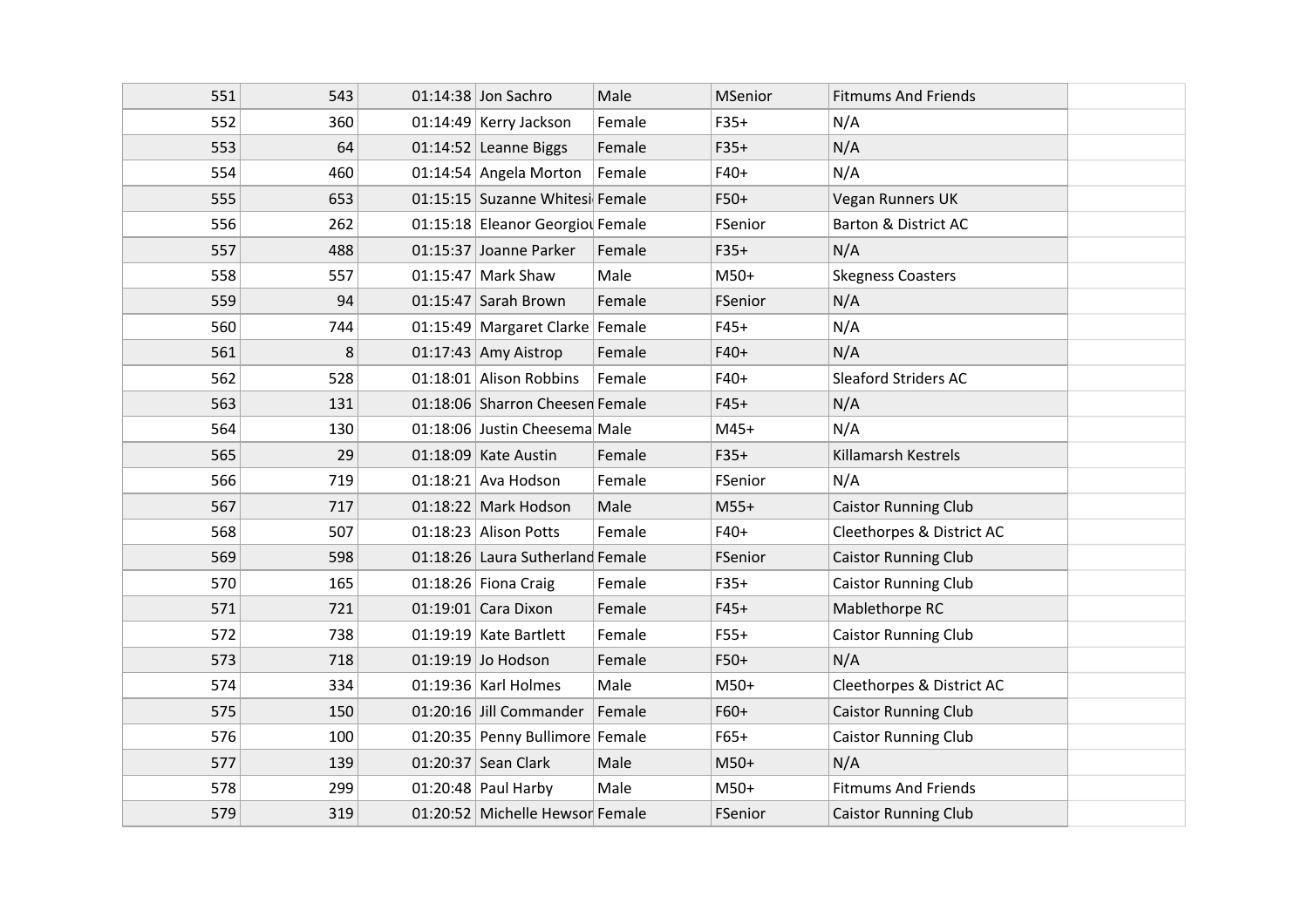| | | | | | | |
|---|---|---|---|---|---|---|
| 551 | 543 | 01:14:38 | Jon Sachro | Male | MSenior | Fitmums And Friends |
| 552 | 360 | 01:14:49 | Kerry Jackson | Female | F35+ | N/A |
| 553 | 64 | 01:14:52 | Leanne Biggs | Female | F35+ | N/A |
| 554 | 460 | 01:14:54 | Angela Morton | Female | F40+ | N/A |
| 555 | 653 | 01:15:15 | Suzanne Whitesi | Female | F50+ | Vegan Runners UK |
| 556 | 262 | 01:15:18 | Eleanor Georgiou | Female | FSenior | Barton & District AC |
| 557 | 488 | 01:15:37 | Joanne Parker | Female | F35+ | N/A |
| 558 | 557 | 01:15:47 | Mark Shaw | Male | M50+ | Skegness Coasters |
| 559 | 94 | 01:15:47 | Sarah Brown | Female | FSenior | N/A |
| 560 | 744 | 01:15:49 | Margaret Clarke | Female | F45+ | N/A |
| 561 | 8 | 01:17:43 | Amy Aistrop | Female | F40+ | N/A |
| 562 | 528 | 01:18:01 | Alison Robbins | Female | F40+ | Sleaford Striders AC |
| 563 | 131 | 01:18:06 | Sharron Cheesen | Female | F45+ | N/A |
| 564 | 130 | 01:18:06 | Justin Cheesema | Male | M45+ | N/A |
| 565 | 29 | 01:18:09 | Kate Austin | Female | F35+ | Killamarsh Kestrels |
| 566 | 719 | 01:18:21 | Ava Hodson | Female | FSenior | N/A |
| 567 | 717 | 01:18:22 | Mark Hodson | Male | M55+ | Caistor Running Club |
| 568 | 507 | 01:18:23 | Alison Potts | Female | F40+ | Cleethorpes & District AC |
| 569 | 598 | 01:18:26 | Laura Sutherland | Female | FSenior | Caistor Running Club |
| 570 | 165 | 01:18:26 | Fiona Craig | Female | F35+ | Caistor Running Club |
| 571 | 721 | 01:19:01 | Cara Dixon | Female | F45+ | Mablethorpe RC |
| 572 | 738 | 01:19:19 | Kate Bartlett | Female | F55+ | Caistor Running Club |
| 573 | 718 | 01:19:19 | Jo Hodson | Female | F50+ | N/A |
| 574 | 334 | 01:19:36 | Karl Holmes | Male | M50+ | Cleethorpes & District AC |
| 575 | 150 | 01:20:16 | Jill Commander | Female | F60+ | Caistor Running Club |
| 576 | 100 | 01:20:35 | Penny Bullimore | Female | F65+ | Caistor Running Club |
| 577 | 139 | 01:20:37 | Sean Clark | Male | M50+ | N/A |
| 578 | 299 | 01:20:48 | Paul Harby | Male | M50+ | Fitmums And Friends |
| 579 | 319 | 01:20:52 | Michelle Hewson | Female | FSenior | Caistor Running Club |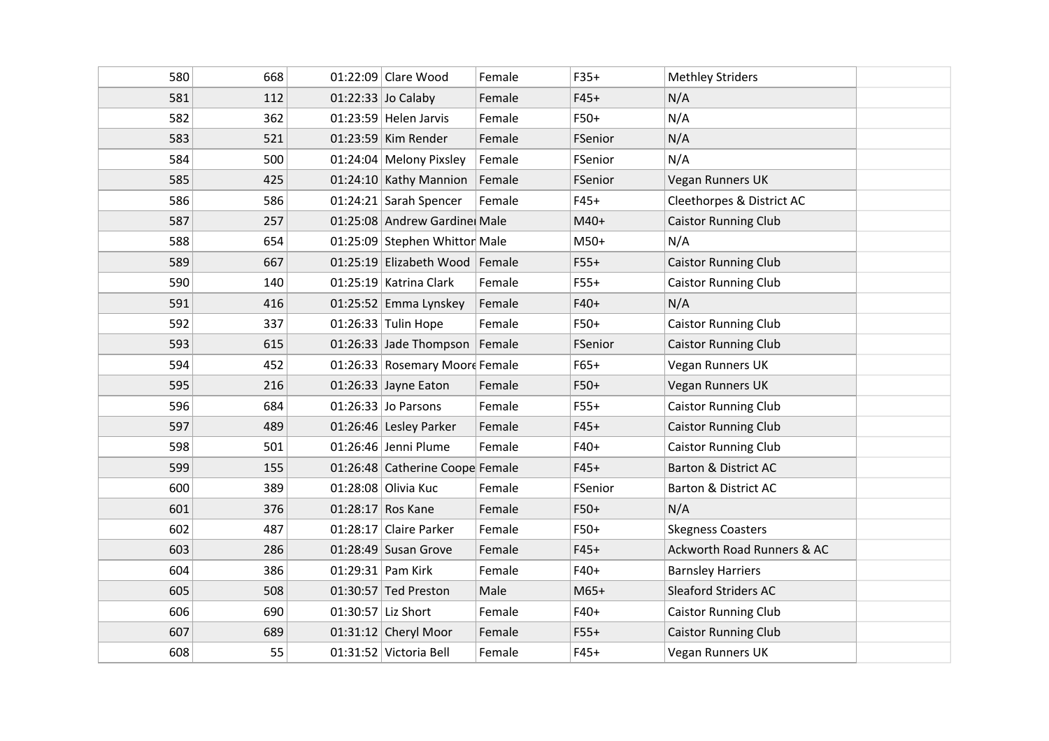| | | | | | | | |
|---|---|---|---|---|---|---|---|
| 580 | 668 | 01:22:09 | Clare Wood | Female | F35+ | Methley Striders | |
| 581 | 112 | 01:22:33 | Jo Calaby | Female | F45+ | N/A | |
| 582 | 362 | 01:23:59 | Helen Jarvis | Female | F50+ | N/A | |
| 583 | 521 | 01:23:59 | Kim Render | Female | FSenior | N/A | |
| 584 | 500 | 01:24:04 | Melony Pixsley | Female | FSenior | N/A | |
| 585 | 425 | 01:24:10 | Kathy Mannion | Female | FSenior | Vegan Runners UK | |
| 586 | 586 | 01:24:21 | Sarah Spencer | Female | F45+ | Cleethorpes & District AC | |
| 587 | 257 | 01:25:08 | Andrew Gardiner | Male | M40+ | Caistor Running Club | |
| 588 | 654 | 01:25:09 | Stephen Whittor | Male | M50+ | N/A | |
| 589 | 667 | 01:25:19 | Elizabeth Wood | Female | F55+ | Caistor Running Club | |
| 590 | 140 | 01:25:19 | Katrina Clark | Female | F55+ | Caistor Running Club | |
| 591 | 416 | 01:25:52 | Emma Lynskey | Female | F40+ | N/A | |
| 592 | 337 | 01:26:33 | Tulin Hope | Female | F50+ | Caistor Running Club | |
| 593 | 615 | 01:26:33 | Jade Thompson | Female | FSenior | Caistor Running Club | |
| 594 | 452 | 01:26:33 | Rosemary Moore | Female | F65+ | Vegan Runners UK | |
| 595 | 216 | 01:26:33 | Jayne Eaton | Female | F50+ | Vegan Runners UK | |
| 596 | 684 | 01:26:33 | Jo Parsons | Female | F55+ | Caistor Running Club | |
| 597 | 489 | 01:26:46 | Lesley Parker | Female | F45+ | Caistor Running Club | |
| 598 | 501 | 01:26:46 | Jenni Plume | Female | F40+ | Caistor Running Club | |
| 599 | 155 | 01:26:48 | Catherine Coope | Female | F45+ | Barton & District AC | |
| 600 | 389 | 01:28:08 | Olivia Kuc | Female | FSenior | Barton & District AC | |
| 601 | 376 | 01:28:17 | Ros Kane | Female | F50+ | N/A | |
| 602 | 487 | 01:28:17 | Claire Parker | Female | F50+ | Skegness Coasters | |
| 603 | 286 | 01:28:49 | Susan Grove | Female | F45+ | Ackworth Road Runners & AC | |
| 604 | 386 | 01:29:31 | Pam Kirk | Female | F40+ | Barnsley Harriers | |
| 605 | 508 | 01:30:57 | Ted Preston | Male | M65+ | Sleaford Striders AC | |
| 606 | 690 | 01:30:57 | Liz Short | Female | F40+ | Caistor Running Club | |
| 607 | 689 | 01:31:12 | Cheryl Moor | Female | F55+ | Caistor Running Club | |
| 608 | 55 | 01:31:52 | Victoria Bell | Female | F45+ | Vegan Runners UK | |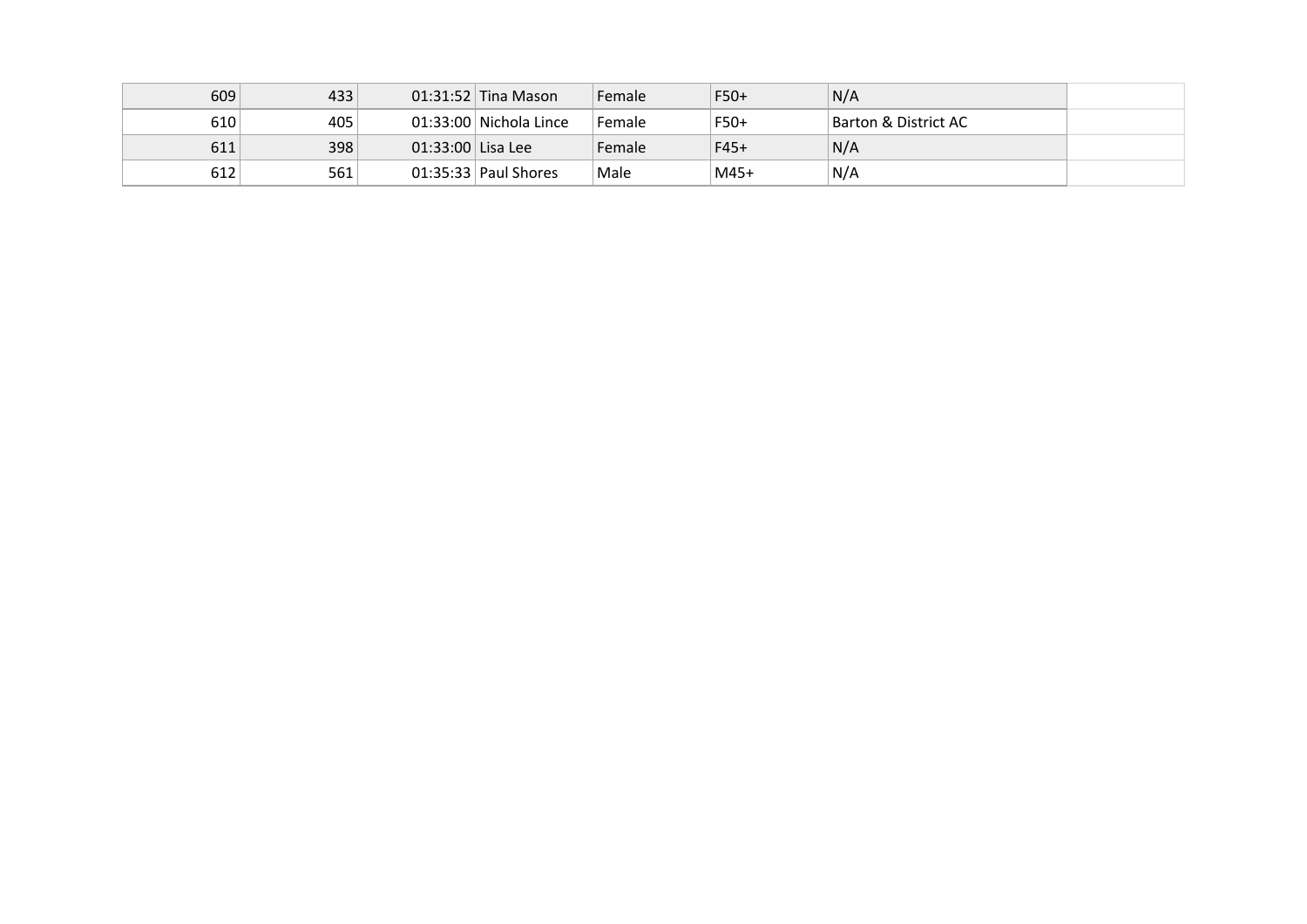| | | | | | | | |
|---|---|---|---|---|---|---|---|
| 609 | 433 | 01:31:52 | Tina Mason | Female | F50+ | N/A | |
| 610 | 405 | 01:33:00 | Nichola Lince | Female | F50+ | Barton & District AC | |
| 611 | 398 | 01:33:00 | Lisa Lee | Female | F45+ | N/A | |
| 612 | 561 | 01:35:33 | Paul Shores | Male | M45+ | N/A | |